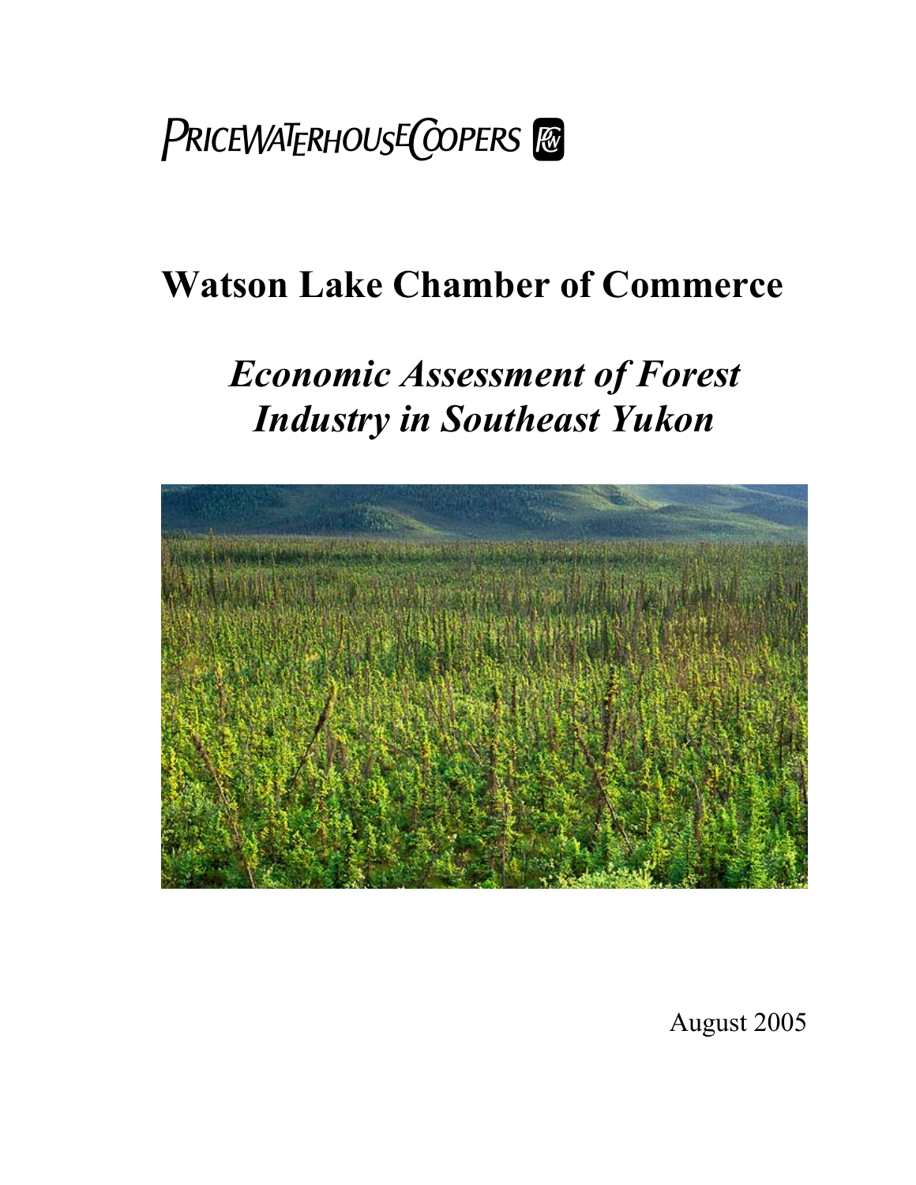PRICEWATERHOUSECOOPERS

# Watson Lake Chamber of Commerce

## *Economic Assessment of Forest Industry in Southeast Yukon*

August 2005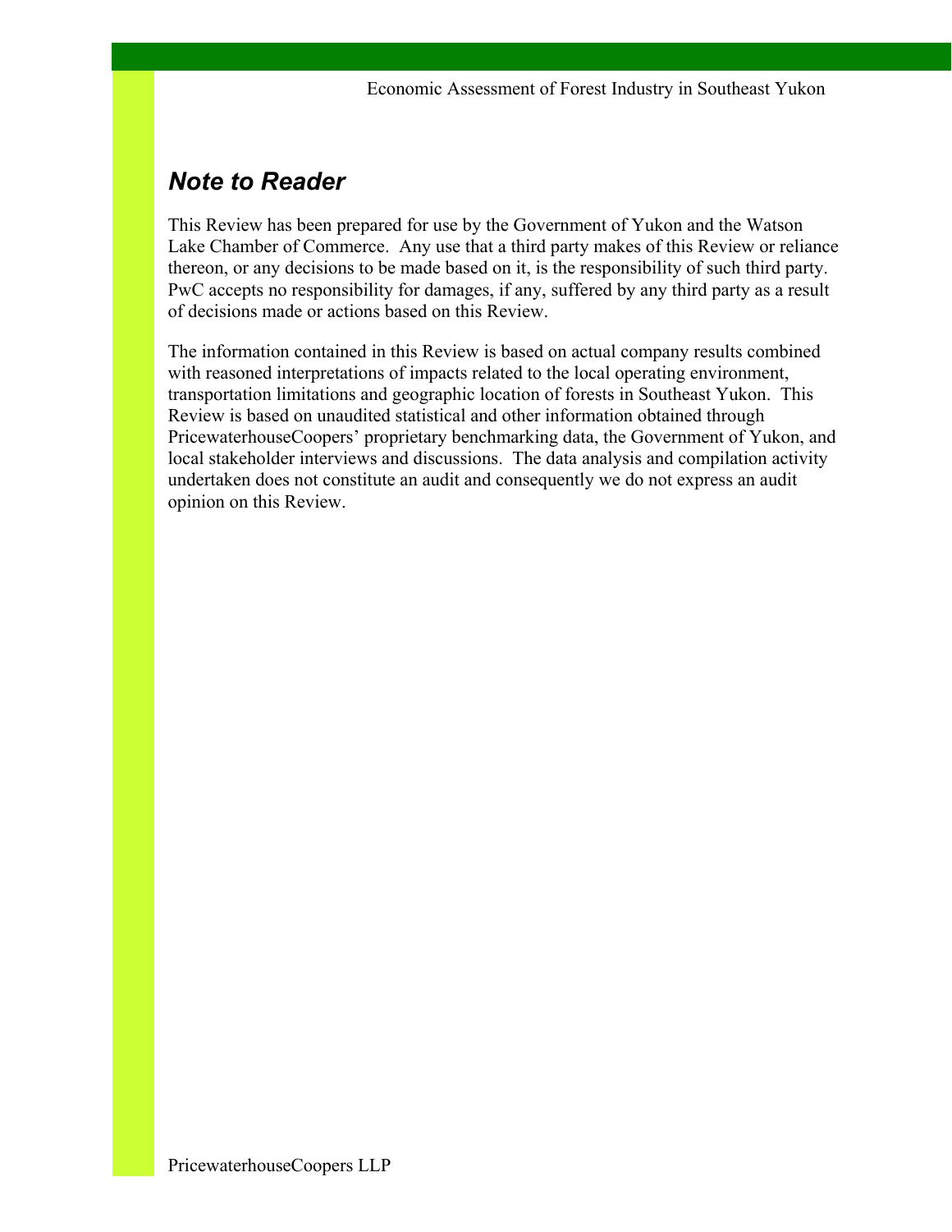## *Note to Reader*

This Review has been prepared for use by the Government of Yukon and the Watson Lake Chamber of Commerce. Any use that a third party makes of this Review or reliance thereon, or any decisions to be made based on it, is the responsibility of such third party. PwC accepts no responsibility for damages, if any, suffered by any third party as a result of decisions made or actions based on this Review.

The information contained in this Review is based on actual company results combined with reasoned interpretations of impacts related to the local operating environment, transportation limitations and geographic location of forests in Southeast Yukon. This Review is based on unaudited statistical and other information obtained through PricewaterhouseCoopers' proprietary benchmarking data, the Government of Yukon, and local stakeholder interviews and discussions. The data analysis and compilation activity undertaken does not constitute an audit and consequently we do not express an audit opinion on this Review.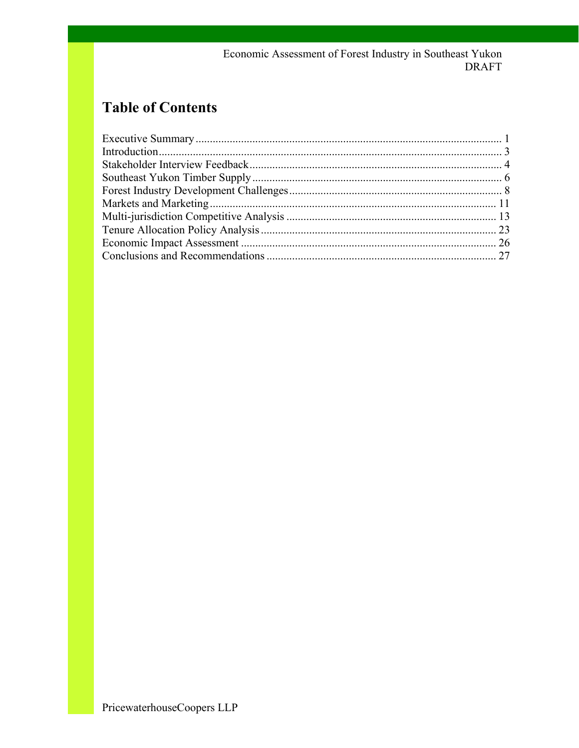# Table of Contents

Executive Summary ........................................................................................................... 1
Introduction....................................................................................................................... 3
Stakeholder Interview Feedback........................................................................................ 4
Southeast Yukon Timber Supply....................................................................................... 6
Forest Industry Development Challenges.......................................................................... 8
Markets and Marketing.................................................................................................... 11
Multi-jurisdiction Competitive Analysis ......................................................................... 13
Tenure Allocation Policy Analysis.................................................................................. 23
Economic Impact Assessment ......................................................................................... 26
Conclusions and Recommendations ................................................................................ 27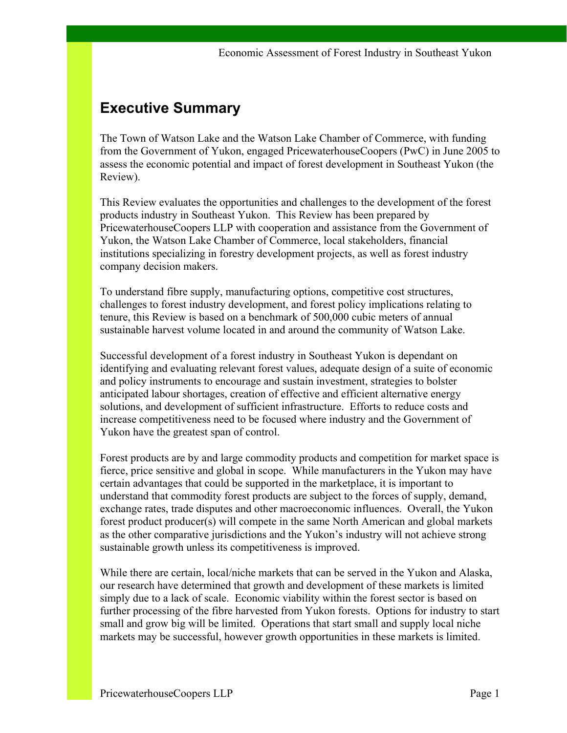# Executive Summary

The Town of Watson Lake and the Watson Lake Chamber of Commerce, with funding from the Government of Yukon, engaged PricewaterhouseCoopers (PwC) in June 2005 to assess the economic potential and impact of forest development in Southeast Yukon (the Review).

This Review evaluates the opportunities and challenges to the development of the forest products industry in Southeast Yukon. This Review has been prepared by PricewaterhouseCoopers LLP with cooperation and assistance from the Government of Yukon, the Watson Lake Chamber of Commerce, local stakeholders, financial institutions specializing in forestry development projects, as well as forest industry company decision makers.

To understand fibre supply, manufacturing options, competitive cost structures, challenges to forest industry development, and forest policy implications relating to tenure, this Review is based on a benchmark of 500,000 cubic meters of annual sustainable harvest volume located in and around the community of Watson Lake.

Successful development of a forest industry in Southeast Yukon is dependant on identifying and evaluating relevant forest values, adequate design of a suite of economic and policy instruments to encourage and sustain investment, strategies to bolster anticipated labour shortages, creation of effective and efficient alternative energy solutions, and development of sufficient infrastructure. Efforts to reduce costs and increase competitiveness need to be focused where industry and the Government of Yukon have the greatest span of control.

Forest products are by and large commodity products and competition for market space is fierce, price sensitive and global in scope. While manufacturers in the Yukon may have certain advantages that could be supported in the marketplace, it is important to understand that commodity forest products are subject to the forces of supply, demand, exchange rates, trade disputes and other macroeconomic influences. Overall, the Yukon forest product producer(s) will compete in the same North American and global markets as the other comparative jurisdictions and the Yukon's industry will not achieve strong sustainable growth unless its competitiveness is improved.

While there are certain, local/niche markets that can be served in the Yukon and Alaska, our research have determined that growth and development of these markets is limited simply due to a lack of scale. Economic viability within the forest sector is based on further processing of the fibre harvested from Yukon forests. Options for industry to start small and grow big will be limited. Operations that start small and supply local niche markets may be successful, however growth opportunities in these markets is limited.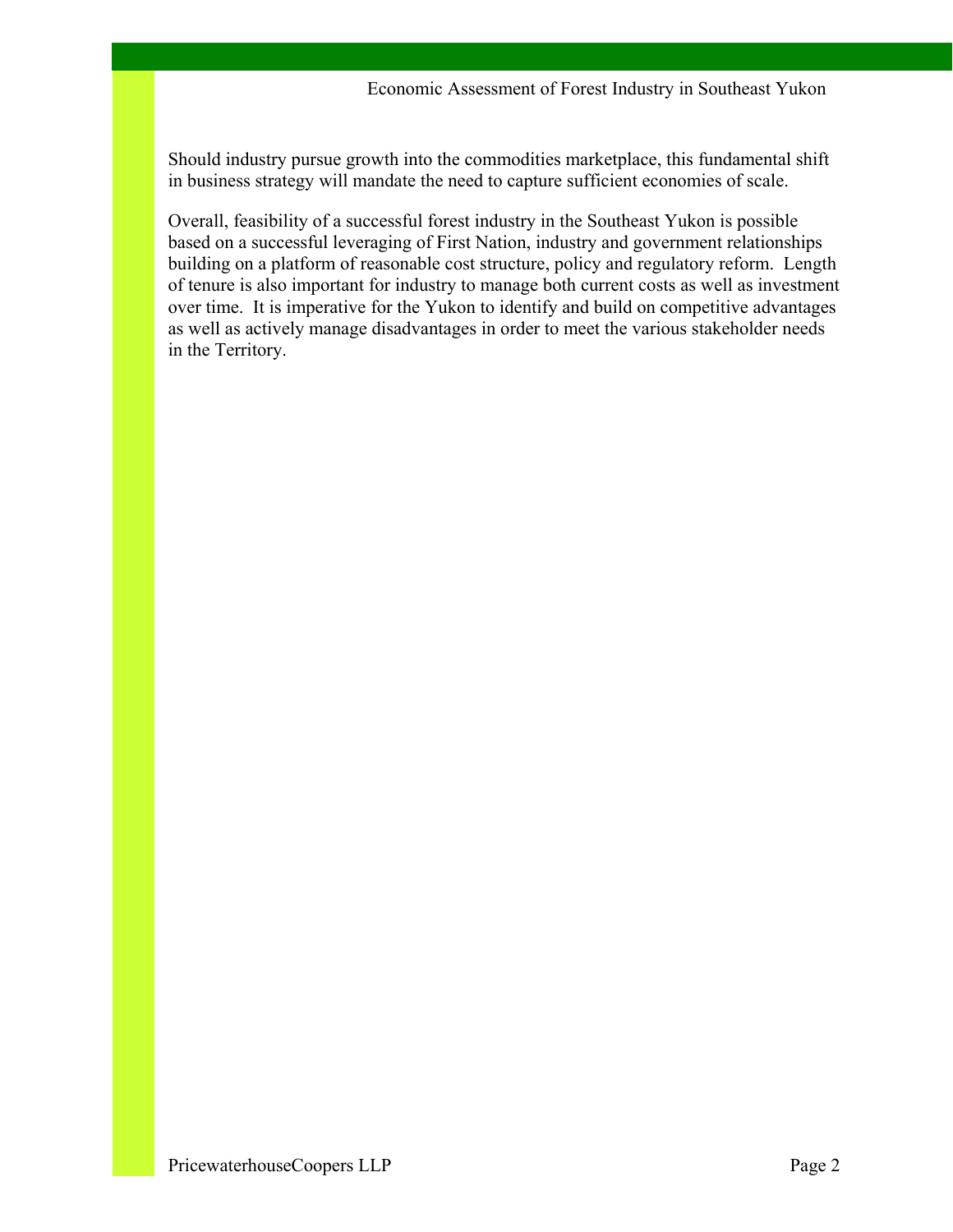Should industry pursue growth into the commodities marketplace, this fundamental shift in business strategy will mandate the need to capture sufficient economies of scale.

Overall, feasibility of a successful forest industry in the Southeast Yukon is possible based on a successful leveraging of First Nation, industry and government relationships building on a platform of reasonable cost structure, policy and regulatory reform. Length of tenure is also important for industry to manage both current costs as well as investment over time. It is imperative for the Yukon to identify and build on competitive advantages as well as actively manage disadvantages in order to meet the various stakeholder needs in the Territory.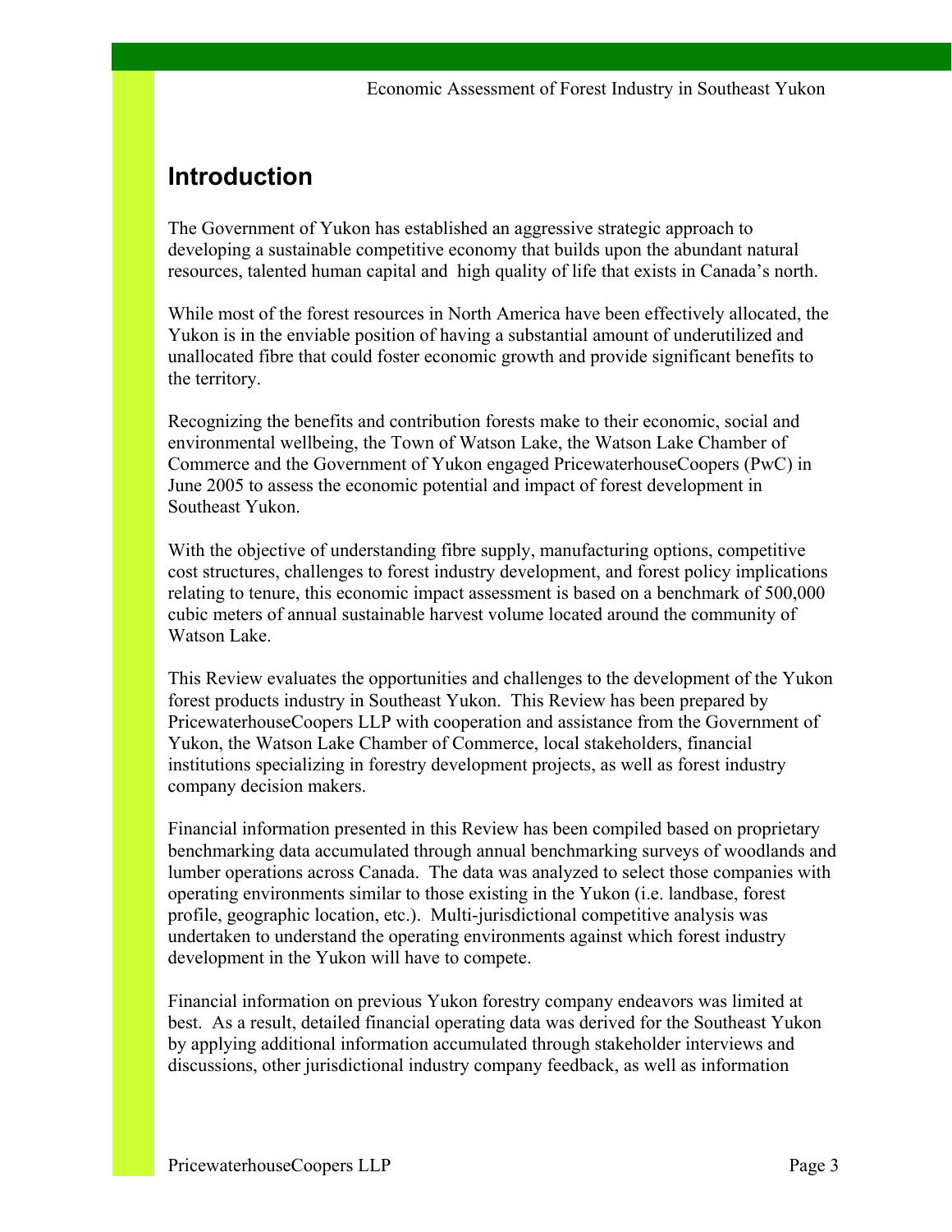## Introduction

The Government of Yukon has established an aggressive strategic approach to developing a sustainable competitive economy that builds upon the abundant natural resources, talented human capital and high quality of life that exists in Canada's north.

While most of the forest resources in North America have been effectively allocated, the Yukon is in the enviable position of having a substantial amount of underutilized and unallocated fibre that could foster economic growth and provide significant benefits to the territory.

Recognizing the benefits and contribution forests make to their economic, social and environmental wellbeing, the Town of Watson Lake, the Watson Lake Chamber of Commerce and the Government of Yukon engaged PricewaterhouseCoopers (PwC) in June 2005 to assess the economic potential and impact of forest development in Southeast Yukon.

With the objective of understanding fibre supply, manufacturing options, competitive cost structures, challenges to forest industry development, and forest policy implications relating to tenure, this economic impact assessment is based on a benchmark of 500,000 cubic meters of annual sustainable harvest volume located around the community of Watson Lake.

This Review evaluates the opportunities and challenges to the development of the Yukon forest products industry in Southeast Yukon. This Review has been prepared by PricewaterhouseCoopers LLP with cooperation and assistance from the Government of Yukon, the Watson Lake Chamber of Commerce, local stakeholders, financial institutions specializing in forestry development projects, as well as forest industry company decision makers.

Financial information presented in this Review has been compiled based on proprietary benchmarking data accumulated through annual benchmarking surveys of woodlands and lumber operations across Canada. The data was analyzed to select those companies with operating environments similar to those existing in the Yukon (i.e. landbase, forest profile, geographic location, etc.). Multi-jurisdictional competitive analysis was undertaken to understand the operating environments against which forest industry development in the Yukon will have to compete.

Financial information on previous Yukon forestry company endeavors was limited at best. As a result, detailed financial operating data was derived for the Southeast Yukon by applying additional information accumulated through stakeholder interviews and discussions, other jurisdictional industry company feedback, as well as information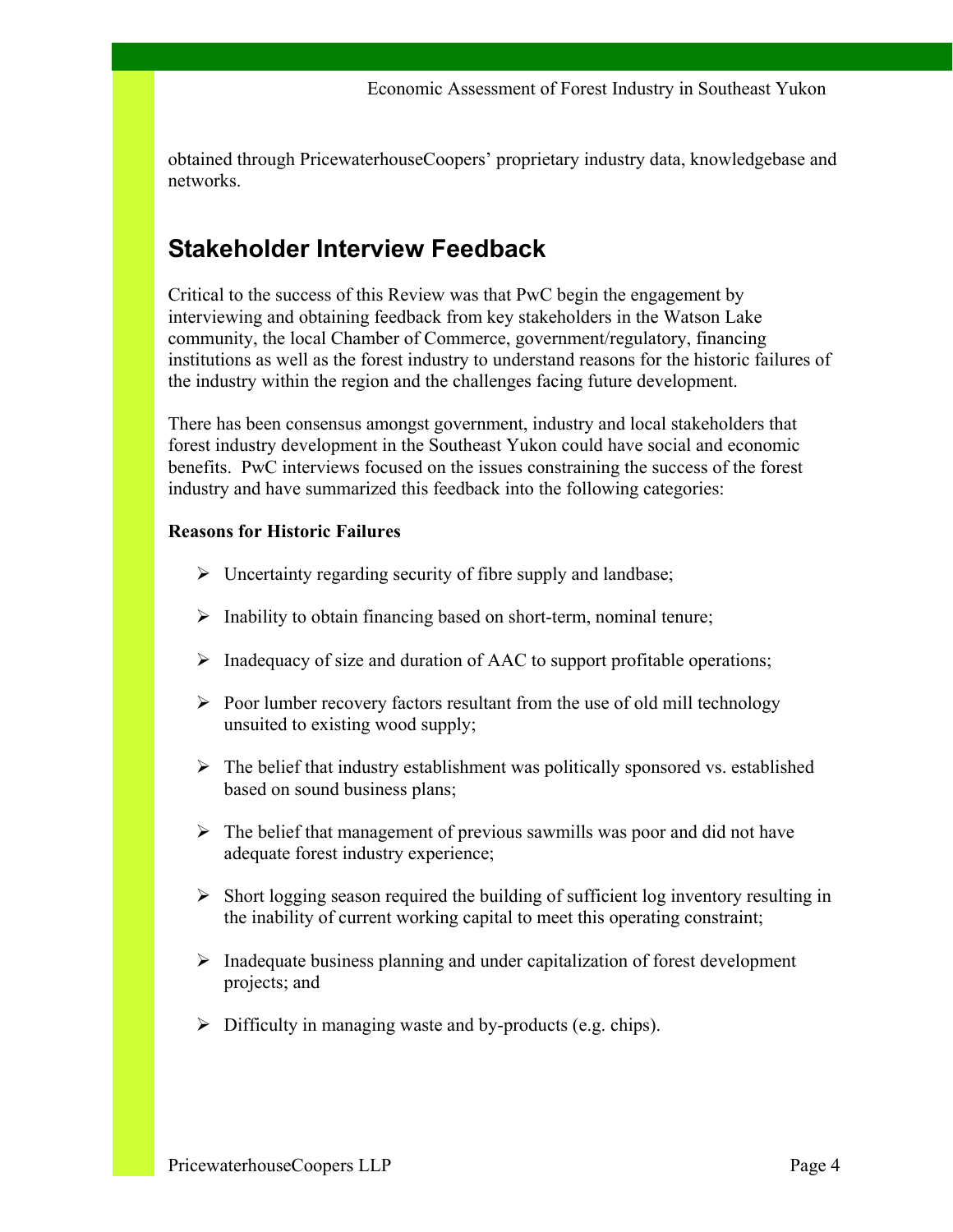obtained through PricewaterhouseCoopers' proprietary industry data, knowledgebase and networks.

## Stakeholder Interview Feedback

Critical to the success of this Review was that PwC begin the engagement by interviewing and obtaining feedback from key stakeholders in the Watson Lake community, the local Chamber of Commerce, government/regulatory, financing institutions as well as the forest industry to understand reasons for the historic failures of the industry within the region and the challenges facing future development.

There has been consensus amongst government, industry and local stakeholders that forest industry development in the Southeast Yukon could have social and economic benefits. PwC interviews focused on the issues constraining the success of the forest industry and have summarized this feedback into the following categories:

**Reasons for Historic Failures**

- Uncertainty regarding security of fibre supply and landbase;
- Inability to obtain financing based on short-term, nominal tenure;
- Inadequacy of size and duration of AAC to support profitable operations;
- Poor lumber recovery factors resultant from the use of old mill technology unsuited to existing wood supply;
- The belief that industry establishment was politically sponsored vs. established based on sound business plans;
- The belief that management of previous sawmills was poor and did not have adequate forest industry experience;
- Short logging season required the building of sufficient log inventory resulting in the inability of current working capital to meet this operating constraint;
- Inadequate business planning and under capitalization of forest development projects; and
- Difficulty in managing waste and by-products (e.g. chips).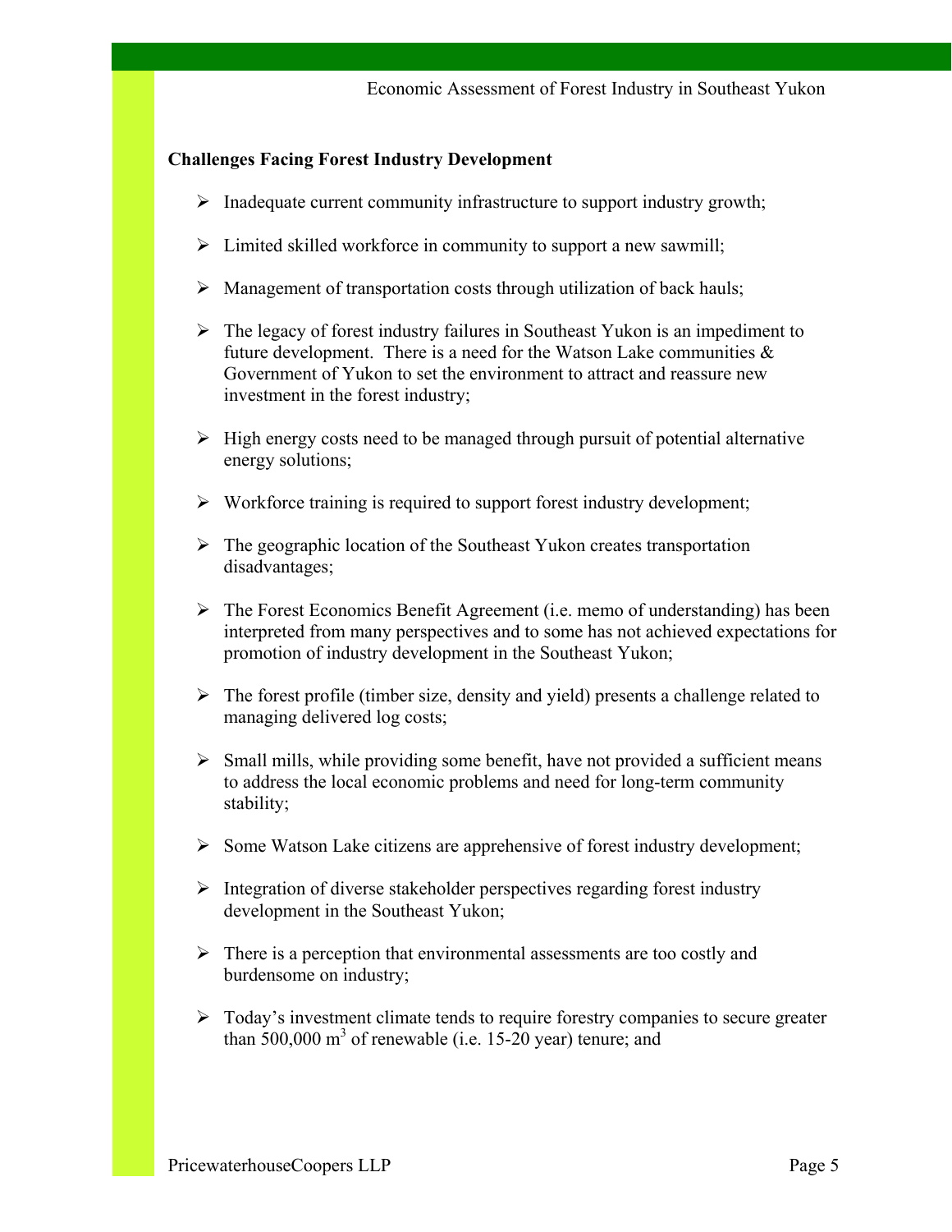**Challenges Facing Forest Industry Development**

- Inadequate current community infrastructure to support industry growth;
- Limited skilled workforce in community to support a new sawmill;
- Management of transportation costs through utilization of back hauls;
- The legacy of forest industry failures in Southeast Yukon is an impediment to future development. There is a need for the Watson Lake communities & Government of Yukon to set the environment to attract and reassure new investment in the forest industry;
- High energy costs need to be managed through pursuit of potential alternative energy solutions;
- Workforce training is required to support forest industry development;
- The geographic location of the Southeast Yukon creates transportation disadvantages;
- The Forest Economics Benefit Agreement (i.e. memo of understanding) has been interpreted from many perspectives and to some has not achieved expectations for promotion of industry development in the Southeast Yukon;
- The forest profile (timber size, density and yield) presents a challenge related to managing delivered log costs;
- Small mills, while providing some benefit, have not provided a sufficient means to address the local economic problems and need for long-term community stability;
- Some Watson Lake citizens are apprehensive of forest industry development;
- Integration of diverse stakeholder perspectives regarding forest industry development in the Southeast Yukon;
- There is a perception that environmental assessments are too costly and burdensome on industry;
- Today's investment climate tends to require forestry companies to secure greater than 500,000 $m^3$ of renewable (i.e. 15-20 year) tenure; and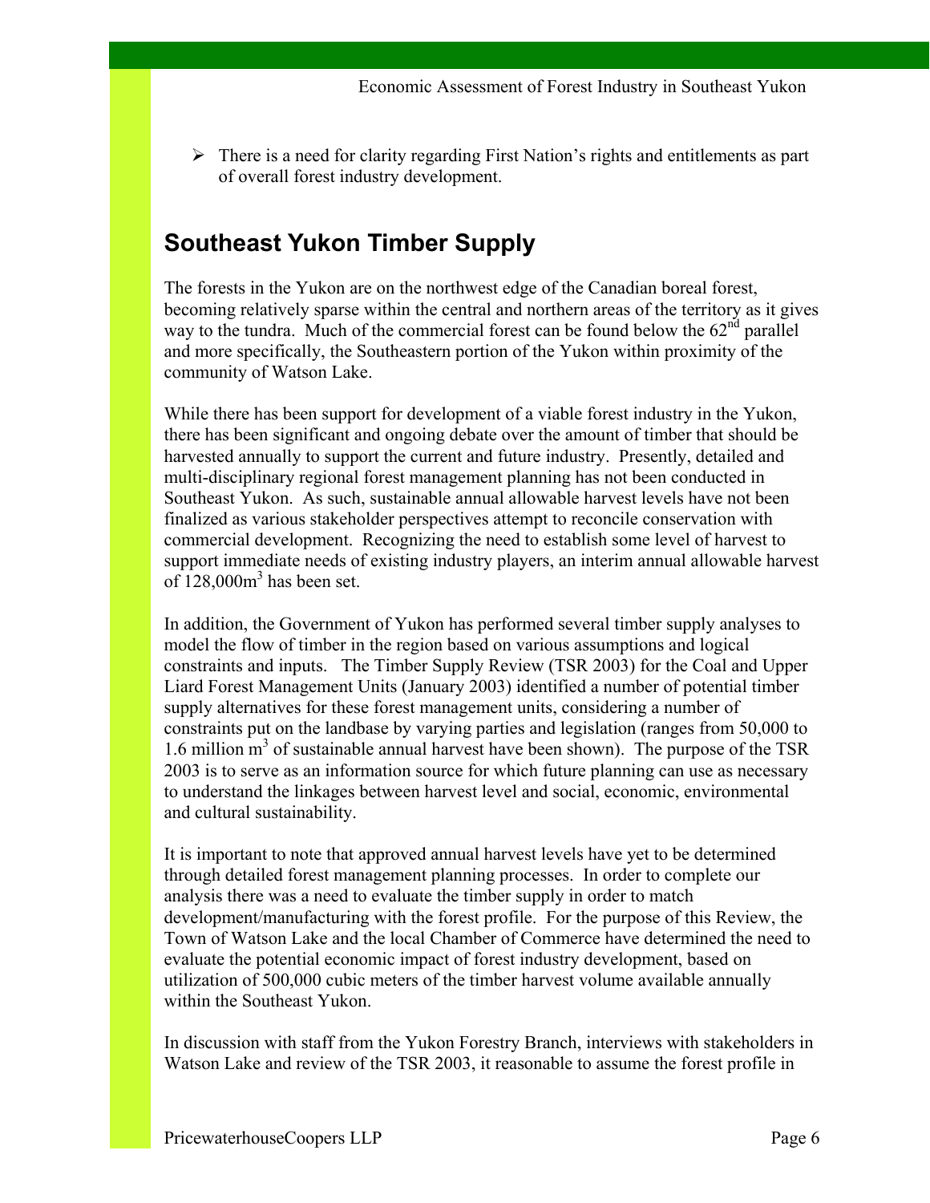- There is a need for clarity regarding First Nation's rights and entitlements as part of overall forest industry development.

## Southeast Yukon Timber Supply

The forests in the Yukon are on the northwest edge of the Canadian boreal forest, becoming relatively sparse within the central and northern areas of the territory as it gives way to the tundra. Much of the commercial forest can be found below the 62$^{nd}$ parallel and more specifically, the Southeastern portion of the Yukon within proximity of the community of Watson Lake.

While there has been support for development of a viable forest industry in the Yukon, there has been significant and ongoing debate over the amount of timber that should be harvested annually to support the current and future industry. Presently, detailed and multi-disciplinary regional forest management planning has not been conducted in Southeast Yukon. As such, sustainable annual allowable harvest levels have not been finalized as various stakeholder perspectives attempt to reconcile conservation with commercial development. Recognizing the need to establish some level of harvest to support immediate needs of existing industry players, an interim annual allowable harvest of 128,000m$^3$ has been set.

In addition, the Government of Yukon has performed several timber supply analyses to model the flow of timber in the region based on various assumptions and logical constraints and inputs. The Timber Supply Review (TSR 2003) for the Coal and Upper Liard Forest Management Units (January 2003) identified a number of potential timber supply alternatives for these forest management units, considering a number of constraints put on the landbase by varying parties and legislation (ranges from 50,000 to 1.6 million m$^3$ of sustainable annual harvest have been shown). The purpose of the TSR 2003 is to serve as an information source for which future planning can use as necessary to understand the linkages between harvest level and social, economic, environmental and cultural sustainability.

It is important to note that approved annual harvest levels have yet to be determined through detailed forest management planning processes. In order to complete our analysis there was a need to evaluate the timber supply in order to match development/manufacturing with the forest profile. For the purpose of this Review, the Town of Watson Lake and the local Chamber of Commerce have determined the need to evaluate the potential economic impact of forest industry development, based on utilization of 500,000 cubic meters of the timber harvest volume available annually within the Southeast Yukon.

In discussion with staff from the Yukon Forestry Branch, interviews with stakeholders in Watson Lake and review of the TSR 2003, it reasonable to assume the forest profile in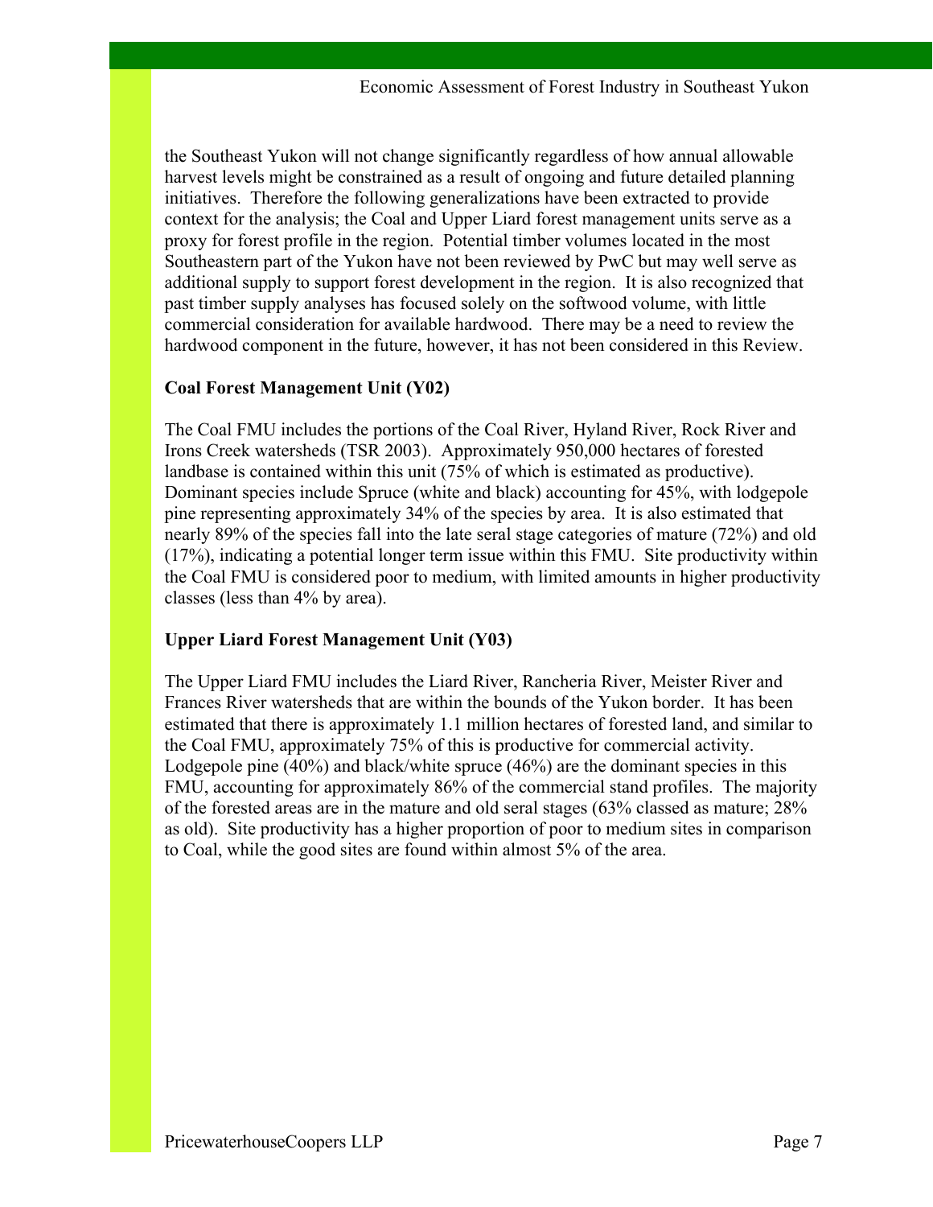the Southeast Yukon will not change significantly regardless of how annual allowable harvest levels might be constrained as a result of ongoing and future detailed planning initiatives. Therefore the following generalizations have been extracted to provide context for the analysis; the Coal and Upper Liard forest management units serve as a proxy for forest profile in the region. Potential timber volumes located in the most Southeastern part of the Yukon have not been reviewed by PwC but may well serve as additional supply to support forest development in the region. It is also recognized that past timber supply analyses has focused solely on the softwood volume, with little commercial consideration for available hardwood. There may be a need to review the hardwood component in the future, however, it has not been considered in this Review.

**Coal Forest Management Unit (Y02)**

The Coal FMU includes the portions of the Coal River, Hyland River, Rock River and Irons Creek watersheds (TSR 2003). Approximately 950,000 hectares of forested landbase is contained within this unit (75% of which is estimated as productive). Dominant species include Spruce (white and black) accounting for 45%, with lodgepole pine representing approximately 34% of the species by area. It is also estimated that nearly 89% of the species fall into the late seral stage categories of mature (72%) and old (17%), indicating a potential longer term issue within this FMU. Site productivity within the Coal FMU is considered poor to medium, with limited amounts in higher productivity classes (less than 4% by area).

**Upper Liard Forest Management Unit (Y03)**

The Upper Liard FMU includes the Liard River, Rancheria River, Meister River and Frances River watersheds that are within the bounds of the Yukon border. It has been estimated that there is approximately 1.1 million hectares of forested land, and similar to the Coal FMU, approximately 75% of this is productive for commercial activity. Lodgepole pine (40%) and black/white spruce (46%) are the dominant species in this FMU, accounting for approximately 86% of the commercial stand profiles. The majority of the forested areas are in the mature and old seral stages (63% classed as mature; 28% as old). Site productivity has a higher proportion of poor to medium sites in comparison to Coal, while the good sites are found within almost 5% of the area.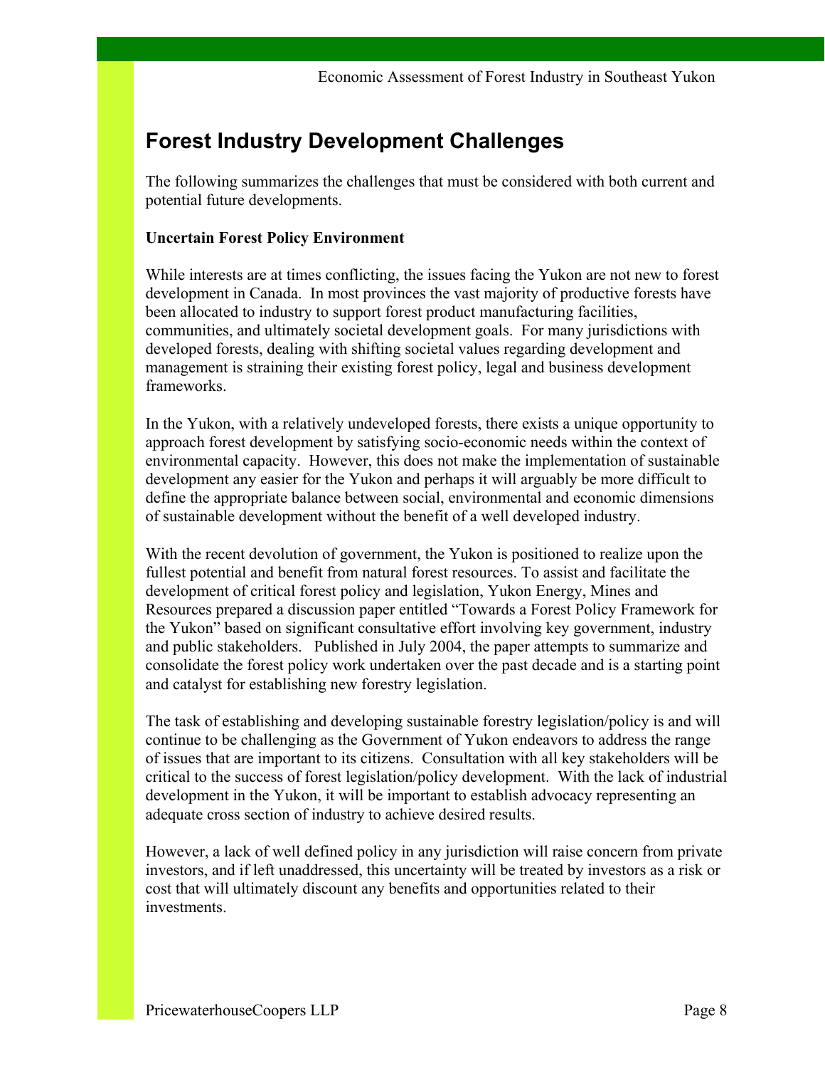# Forest Industry Development Challenges

The following summarizes the challenges that must be considered with both current and potential future developments.

**Uncertain Forest Policy Environment**

While interests are at times conflicting, the issues facing the Yukon are not new to forest development in Canada. In most provinces the vast majority of productive forests have been allocated to industry to support forest product manufacturing facilities, communities, and ultimately societal development goals. For many jurisdictions with developed forests, dealing with shifting societal values regarding development and management is straining their existing forest policy, legal and business development frameworks.

In the Yukon, with a relatively undeveloped forests, there exists a unique opportunity to approach forest development by satisfying socio-economic needs within the context of environmental capacity. However, this does not make the implementation of sustainable development any easier for the Yukon and perhaps it will arguably be more difficult to define the appropriate balance between social, environmental and economic dimensions of sustainable development without the benefit of a well developed industry.

With the recent devolution of government, the Yukon is positioned to realize upon the fullest potential and benefit from natural forest resources. To assist and facilitate the development of critical forest policy and legislation, Yukon Energy, Mines and Resources prepared a discussion paper entitled "Towards a Forest Policy Framework for the Yukon" based on significant consultative effort involving key government, industry and public stakeholders. Published in July 2004, the paper attempts to summarize and consolidate the forest policy work undertaken over the past decade and is a starting point and catalyst for establishing new forestry legislation.

The task of establishing and developing sustainable forestry legislation/policy is and will continue to be challenging as the Government of Yukon endeavors to address the range of issues that are important to its citizens. Consultation with all key stakeholders will be critical to the success of forest legislation/policy development. With the lack of industrial development in the Yukon, it will be important to establish advocacy representing an adequate cross section of industry to achieve desired results.

However, a lack of well defined policy in any jurisdiction will raise concern from private investors, and if left unaddressed, this uncertainty will be treated by investors as a risk or cost that will ultimately discount any benefits and opportunities related to their investments.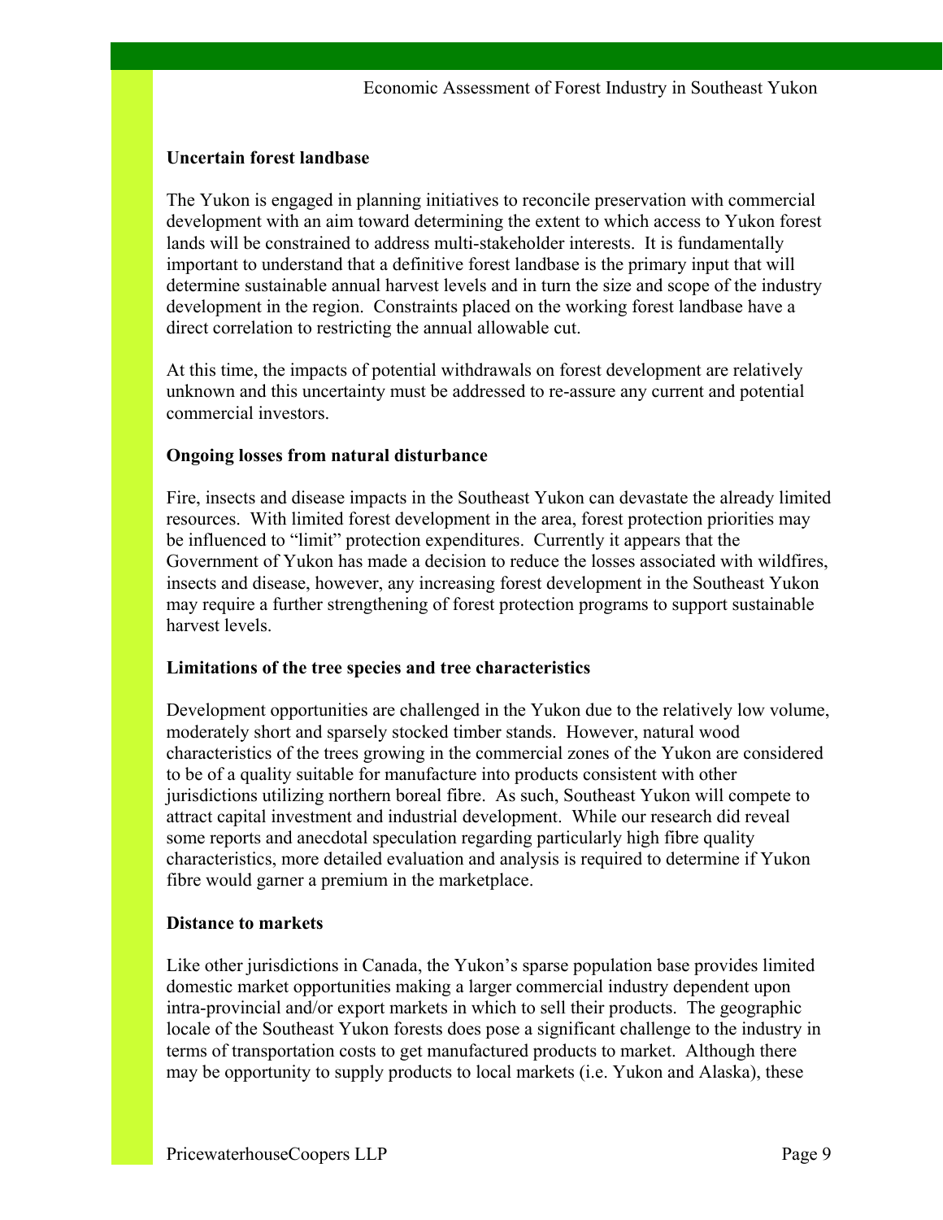**Uncertain forest landbase**

The Yukon is engaged in planning initiatives to reconcile preservation with commercial development with an aim toward determining the extent to which access to Yukon forest lands will be constrained to address multi-stakeholder interests. It is fundamentally important to understand that a definitive forest landbase is the primary input that will determine sustainable annual harvest levels and in turn the size and scope of the industry development in the region. Constraints placed on the working forest landbase have a direct correlation to restricting the annual allowable cut.

At this time, the impacts of potential withdrawals on forest development are relatively unknown and this uncertainty must be addressed to re-assure any current and potential commercial investors.

**Ongoing losses from natural disturbance**

Fire, insects and disease impacts in the Southeast Yukon can devastate the already limited resources. With limited forest development in the area, forest protection priorities may be influenced to "limit" protection expenditures. Currently it appears that the Government of Yukon has made a decision to reduce the losses associated with wildfires, insects and disease, however, any increasing forest development in the Southeast Yukon may require a further strengthening of forest protection programs to support sustainable harvest levels.

**Limitations of the tree species and tree characteristics**

Development opportunities are challenged in the Yukon due to the relatively low volume, moderately short and sparsely stocked timber stands. However, natural wood characteristics of the trees growing in the commercial zones of the Yukon are considered to be of a quality suitable for manufacture into products consistent with other jurisdictions utilizing northern boreal fibre. As such, Southeast Yukon will compete to attract capital investment and industrial development. While our research did reveal some reports and anecdotal speculation regarding particularly high fibre quality characteristics, more detailed evaluation and analysis is required to determine if Yukon fibre would garner a premium in the marketplace.

**Distance to markets**

Like other jurisdictions in Canada, the Yukon's sparse population base provides limited domestic market opportunities making a larger commercial industry dependent upon intra-provincial and/or export markets in which to sell their products. The geographic locale of the Southeast Yukon forests does pose a significant challenge to the industry in terms of transportation costs to get manufactured products to market. Although there may be opportunity to supply products to local markets (i.e. Yukon and Alaska), these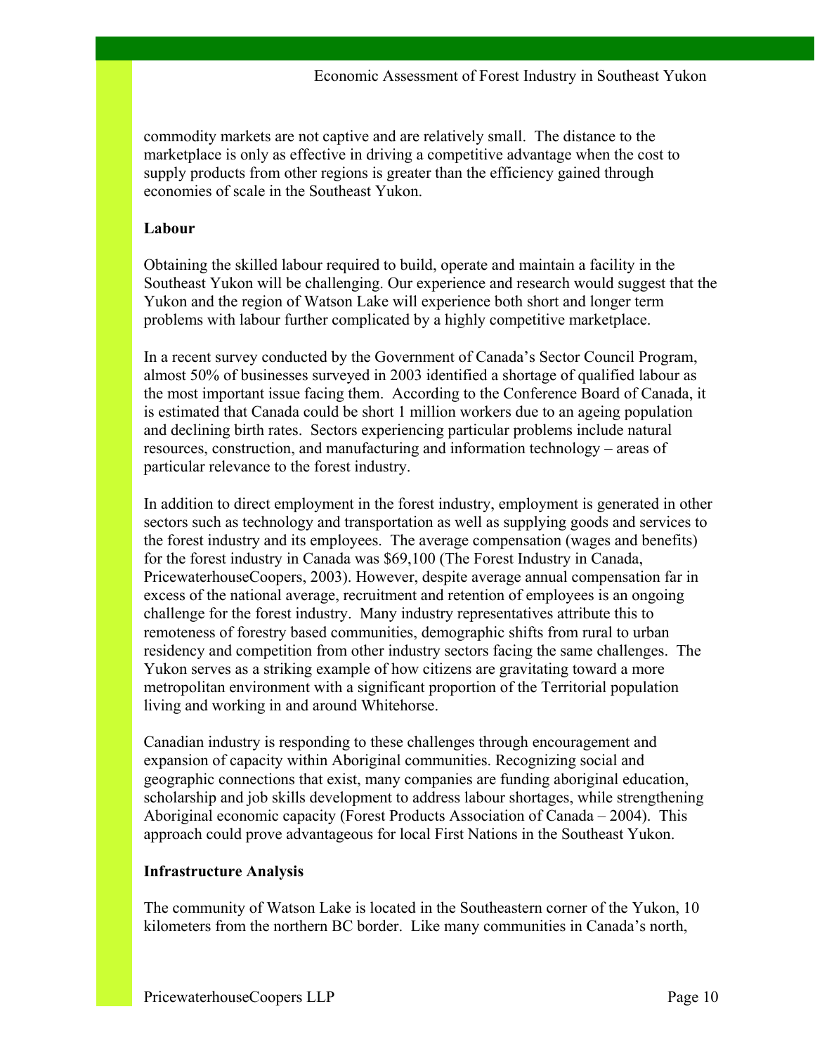commodity markets are not captive and are relatively small. The distance to the marketplace is only as effective in driving a competitive advantage when the cost to supply products from other regions is greater than the efficiency gained through economies of scale in the Southeast Yukon.

**Labour**

Obtaining the skilled labour required to build, operate and maintain a facility in the Southeast Yukon will be challenging. Our experience and research would suggest that the Yukon and the region of Watson Lake will experience both short and longer term problems with labour further complicated by a highly competitive marketplace.

In a recent survey conducted by the Government of Canada's Sector Council Program, almost 50% of businesses surveyed in 2003 identified a shortage of qualified labour as the most important issue facing them. According to the Conference Board of Canada, it is estimated that Canada could be short 1 million workers due to an ageing population and declining birth rates. Sectors experiencing particular problems include natural resources, construction, and manufacturing and information technology – areas of particular relevance to the forest industry.

In addition to direct employment in the forest industry, employment is generated in other sectors such as technology and transportation as well as supplying goods and services to the forest industry and its employees. The average compensation (wages and benefits) for the forest industry in Canada was $69,100 (The Forest Industry in Canada, PricewaterhouseCoopers, 2003). However, despite average annual compensation far in excess of the national average, recruitment and retention of employees is an ongoing challenge for the forest industry. Many industry representatives attribute this to remoteness of forestry based communities, demographic shifts from rural to urban residency and competition from other industry sectors facing the same challenges. The Yukon serves as a striking example of how citizens are gravitating toward a more metropolitan environment with a significant proportion of the Territorial population living and working in and around Whitehorse.

Canadian industry is responding to these challenges through encouragement and expansion of capacity within Aboriginal communities. Recognizing social and geographic connections that exist, many companies are funding aboriginal education, scholarship and job skills development to address labour shortages, while strengthening Aboriginal economic capacity (Forest Products Association of Canada – 2004). This approach could prove advantageous for local First Nations in the Southeast Yukon.

**Infrastructure Analysis**

The community of Watson Lake is located in the Southeastern corner of the Yukon, 10 kilometers from the northern BC border. Like many communities in Canada's north,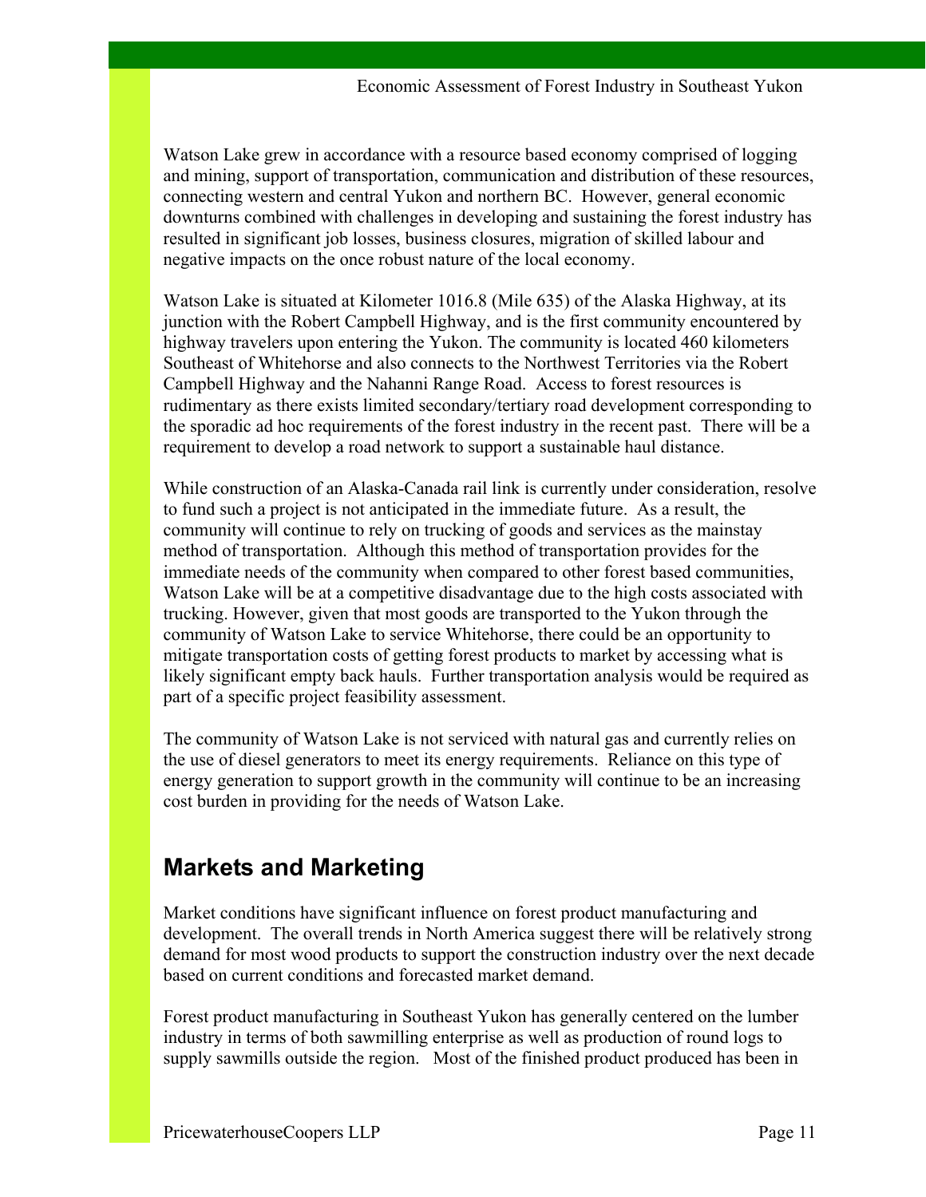Watson Lake grew in accordance with a resource based economy comprised of logging and mining, support of transportation, communication and distribution of these resources, connecting western and central Yukon and northern BC. However, general economic downturns combined with challenges in developing and sustaining the forest industry has resulted in significant job losses, business closures, migration of skilled labour and negative impacts on the once robust nature of the local economy.

Watson Lake is situated at Kilometer 1016.8 (Mile 635) of the Alaska Highway, at its junction with the Robert Campbell Highway, and is the first community encountered by highway travelers upon entering the Yukon. The community is located 460 kilometers Southeast of Whitehorse and also connects to the Northwest Territories via the Robert Campbell Highway and the Nahanni Range Road. Access to forest resources is rudimentary as there exists limited secondary/tertiary road development corresponding to the sporadic ad hoc requirements of the forest industry in the recent past. There will be a requirement to develop a road network to support a sustainable haul distance.

While construction of an Alaska-Canada rail link is currently under consideration, resolve to fund such a project is not anticipated in the immediate future. As a result, the community will continue to rely on trucking of goods and services as the mainstay method of transportation. Although this method of transportation provides for the immediate needs of the community when compared to other forest based communities, Watson Lake will be at a competitive disadvantage due to the high costs associated with trucking. However, given that most goods are transported to the Yukon through the community of Watson Lake to service Whitehorse, there could be an opportunity to mitigate transportation costs of getting forest products to market by accessing what is likely significant empty back hauls. Further transportation analysis would be required as part of a specific project feasibility assessment.

The community of Watson Lake is not serviced with natural gas and currently relies on the use of diesel generators to meet its energy requirements. Reliance on this type of energy generation to support growth in the community will continue to be an increasing cost burden in providing for the needs of Watson Lake.

## Markets and Marketing

Market conditions have significant influence on forest product manufacturing and development. The overall trends in North America suggest there will be relatively strong demand for most wood products to support the construction industry over the next decade based on current conditions and forecasted market demand.

Forest product manufacturing in Southeast Yukon has generally centered on the lumber industry in terms of both sawmilling enterprise as well as production of round logs to supply sawmills outside the region. Most of the finished product produced has been in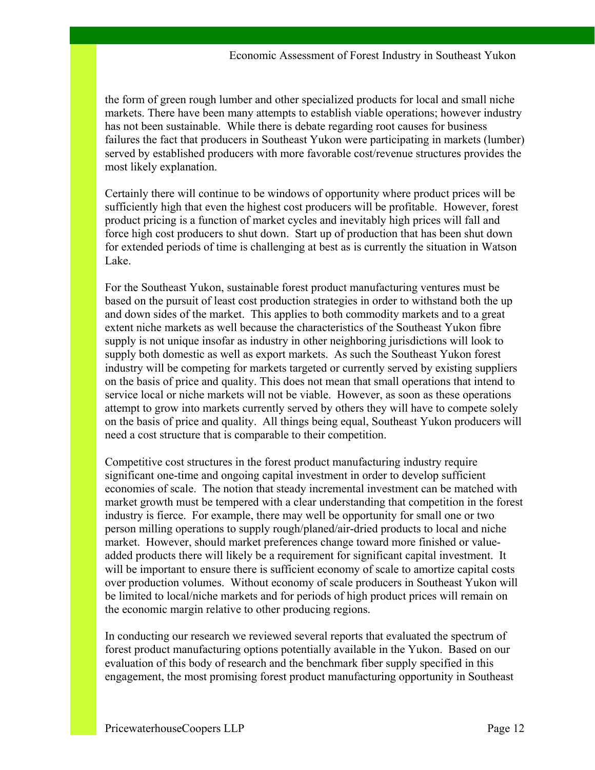the form of green rough lumber and other specialized products for local and small niche markets. There have been many attempts to establish viable operations; however industry has not been sustainable. While there is debate regarding root causes for business failures the fact that producers in Southeast Yukon were participating in markets (lumber) served by established producers with more favorable cost/revenue structures provides the most likely explanation.

Certainly there will continue to be windows of opportunity where product prices will be sufficiently high that even the highest cost producers will be profitable. However, forest product pricing is a function of market cycles and inevitably high prices will fall and force high cost producers to shut down. Start up of production that has been shut down for extended periods of time is challenging at best as is currently the situation in Watson Lake.

For the Southeast Yukon, sustainable forest product manufacturing ventures must be based on the pursuit of least cost production strategies in order to withstand both the up and down sides of the market. This applies to both commodity markets and to a great extent niche markets as well because the characteristics of the Southeast Yukon fibre supply is not unique insofar as industry in other neighboring jurisdictions will look to supply both domestic as well as export markets. As such the Southeast Yukon forest industry will be competing for markets targeted or currently served by existing suppliers on the basis of price and quality. This does not mean that small operations that intend to service local or niche markets will not be viable. However, as soon as these operations attempt to grow into markets currently served by others they will have to compete solely on the basis of price and quality. All things being equal, Southeast Yukon producers will need a cost structure that is comparable to their competition.

Competitive cost structures in the forest product manufacturing industry require significant one-time and ongoing capital investment in order to develop sufficient economies of scale. The notion that steady incremental investment can be matched with market growth must be tempered with a clear understanding that competition in the forest industry is fierce. For example, there may well be opportunity for small one or two person milling operations to supply rough/planed/air-dried products to local and niche market. However, should market preferences change toward more finished or value-added products there will likely be a requirement for significant capital investment. It will be important to ensure there is sufficient economy of scale to amortize capital costs over production volumes. Without economy of scale producers in Southeast Yukon will be limited to local/niche markets and for periods of high product prices will remain on the economic margin relative to other producing regions.

In conducting our research we reviewed several reports that evaluated the spectrum of forest product manufacturing options potentially available in the Yukon. Based on our evaluation of this body of research and the benchmark fiber supply specified in this engagement, the most promising forest product manufacturing opportunity in Southeast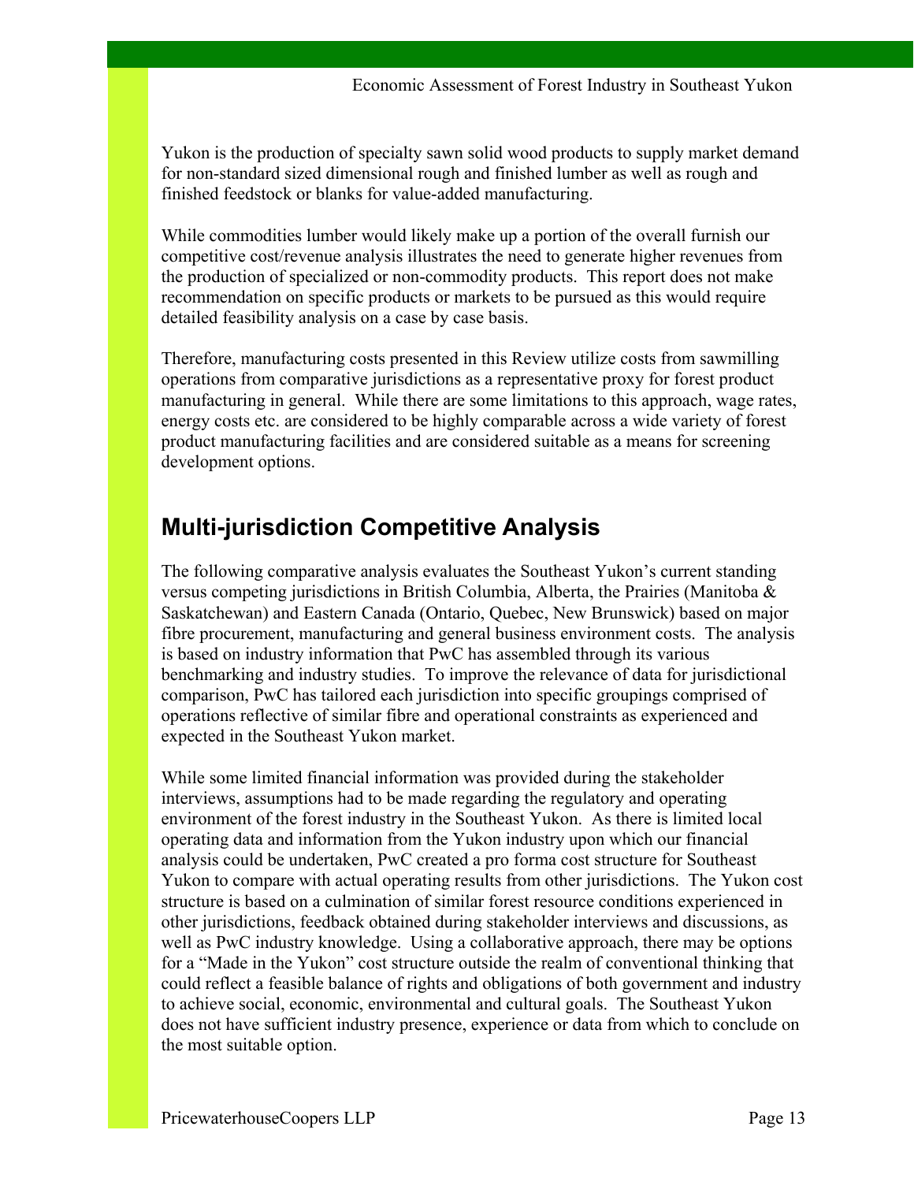Yukon is the production of specialty sawn solid wood products to supply market demand for non-standard sized dimensional rough and finished lumber as well as rough and finished feedstock or blanks for value-added manufacturing.

While commodities lumber would likely make up a portion of the overall furnish our competitive cost/revenue analysis illustrates the need to generate higher revenues from the production of specialized or non-commodity products. This report does not make recommendation on specific products or markets to be pursued as this would require detailed feasibility analysis on a case by case basis.

Therefore, manufacturing costs presented in this Review utilize costs from sawmilling operations from comparative jurisdictions as a representative proxy for forest product manufacturing in general. While there are some limitations to this approach, wage rates, energy costs etc. are considered to be highly comparable across a wide variety of forest product manufacturing facilities and are considered suitable as a means for screening development options.

## Multi-jurisdiction Competitive Analysis

The following comparative analysis evaluates the Southeast Yukon's current standing versus competing jurisdictions in British Columbia, Alberta, the Prairies (Manitoba & Saskatchewan) and Eastern Canada (Ontario, Quebec, New Brunswick) based on major fibre procurement, manufacturing and general business environment costs. The analysis is based on industry information that PwC has assembled through its various benchmarking and industry studies. To improve the relevance of data for jurisdictional comparison, PwC has tailored each jurisdiction into specific groupings comprised of operations reflective of similar fibre and operational constraints as experienced and expected in the Southeast Yukon market.

While some limited financial information was provided during the stakeholder interviews, assumptions had to be made regarding the regulatory and operating environment of the forest industry in the Southeast Yukon. As there is limited local operating data and information from the Yukon industry upon which our financial analysis could be undertaken, PwC created a pro forma cost structure for Southeast Yukon to compare with actual operating results from other jurisdictions. The Yukon cost structure is based on a culmination of similar forest resource conditions experienced in other jurisdictions, feedback obtained during stakeholder interviews and discussions, as well as PwC industry knowledge. Using a collaborative approach, there may be options for a "Made in the Yukon" cost structure outside the realm of conventional thinking that could reflect a feasible balance of rights and obligations of both government and industry to achieve social, economic, environmental and cultural goals. The Southeast Yukon does not have sufficient industry presence, experience or data from which to conclude on the most suitable option.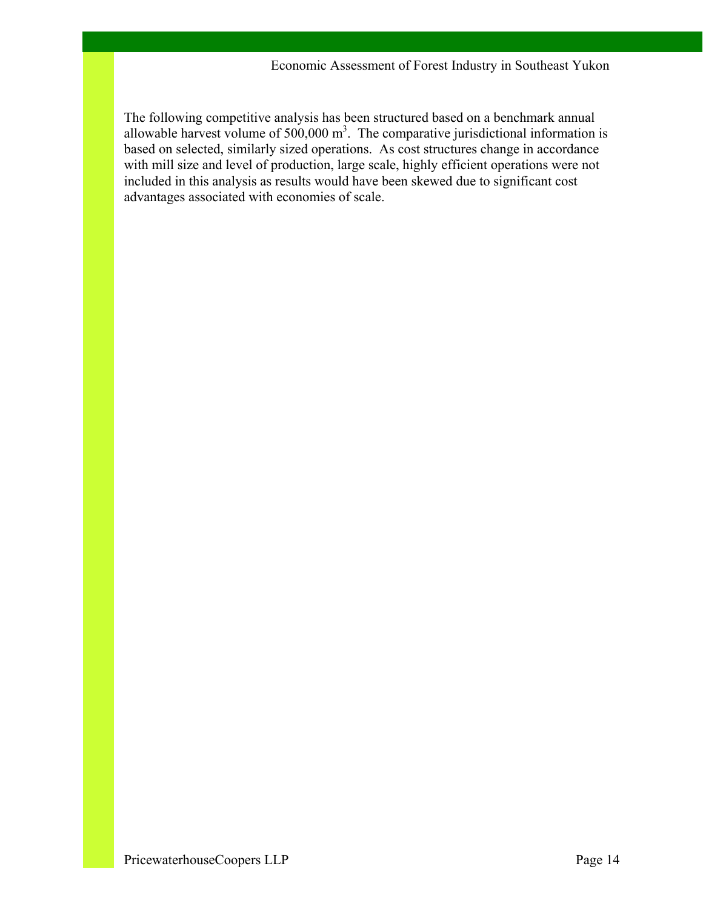The following competitive analysis has been structured based on a benchmark annual allowable harvest volume of 500,000 $m^3$. The comparative jurisdictional information is based on selected, similarly sized operations. As cost structures change in accordance with mill size and level of production, large scale, highly efficient operations were not included in this analysis as results would have been skewed due to significant cost advantages associated with economies of scale.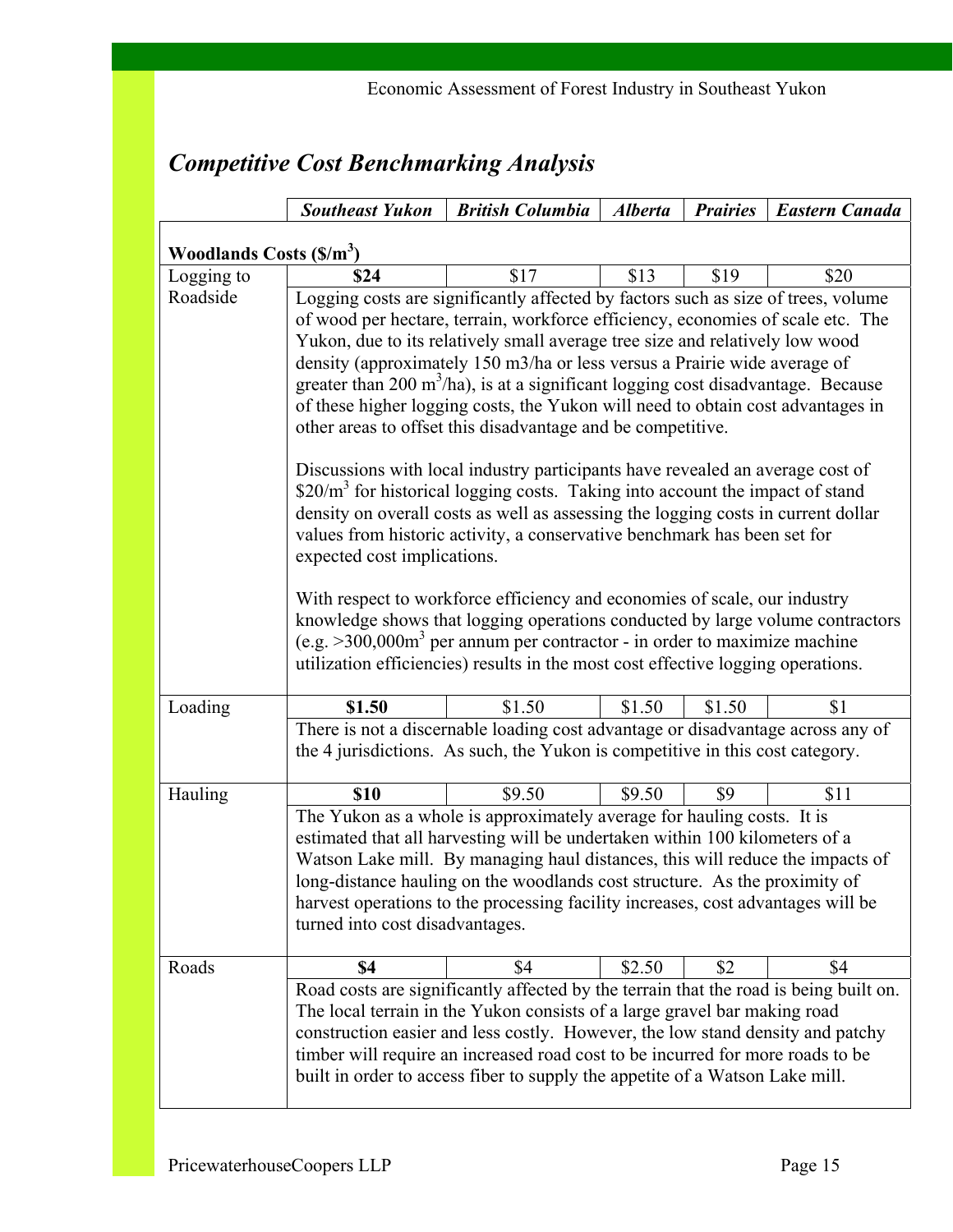## *Competitive Cost Benchmarking Analysis*

| | ***Southeast Yukon*** | ***British Columbia*** | ***Alberta*** | ***Prairies*** | ***Eastern Canada*** |
|---|---|---|---|---|---|
| **Woodlands Costs ($/m$^3$)** | | | | | |
| Logging to Roadside | **$24** | $17 | $13 | $19 | $20 |
| | Logging costs are significantly affected by factors such as size of trees, volume of wood per hectare, terrain, workforce efficiency, economies of scale etc. The Yukon, due to its relatively small average tree size and relatively low wood density (approximately 150 m3/ha or less versus a Prairie wide average of greater than 200 m$^3$/ha), is at a significant logging cost disadvantage. Because of these higher logging costs, the Yukon will need to obtain cost advantages in other areas to offset this disadvantage and be competitive.<br><br>Discussions with local industry participants have revealed an average cost of $20/m$^3$ for historical logging costs. Taking into account the impact of stand density on overall costs as well as assessing the logging costs in current dollar values from historic activity, a conservative benchmark has been set for expected cost implications.<br><br>With respect to workforce efficiency and economies of scale, our industry knowledge shows that logging operations conducted by large volume contractors (e.g. >300,000m$^3$ per annum per contractor - in order to maximize machine utilization efficiencies) results in the most cost effective logging operations. | | | | |
| Loading | **$1.50** | $1.50 | $1.50 | $1.50 | $1 |
| | There is not a discernable loading cost advantage or disadvantage across any of the 4 jurisdictions. As such, the Yukon is competitive in this cost category. | | | | |
| Hauling | **$10** | $9.50 | $9.50 | $9 | $11 |
| | The Yukon as a whole is approximately average for hauling costs. It is estimated that all harvesting will be undertaken within 100 kilometers of a Watson Lake mill. By managing haul distances, this will reduce the impacts of long-distance hauling on the woodlands cost structure. As the proximity of harvest operations to the processing facility increases, cost advantages will be turned into cost disadvantages. | | | | |
| Roads | **$4** | $4 | $2.50 | $2 | $4 |
| | Road costs are significantly affected by the terrain that the road is being built on. The local terrain in the Yukon consists of a large gravel bar making road construction easier and less costly. However, the low stand density and patchy timber will require an increased road cost to be incurred for more roads to be built in order to access fiber to supply the appetite of a Watson Lake mill. | | | | |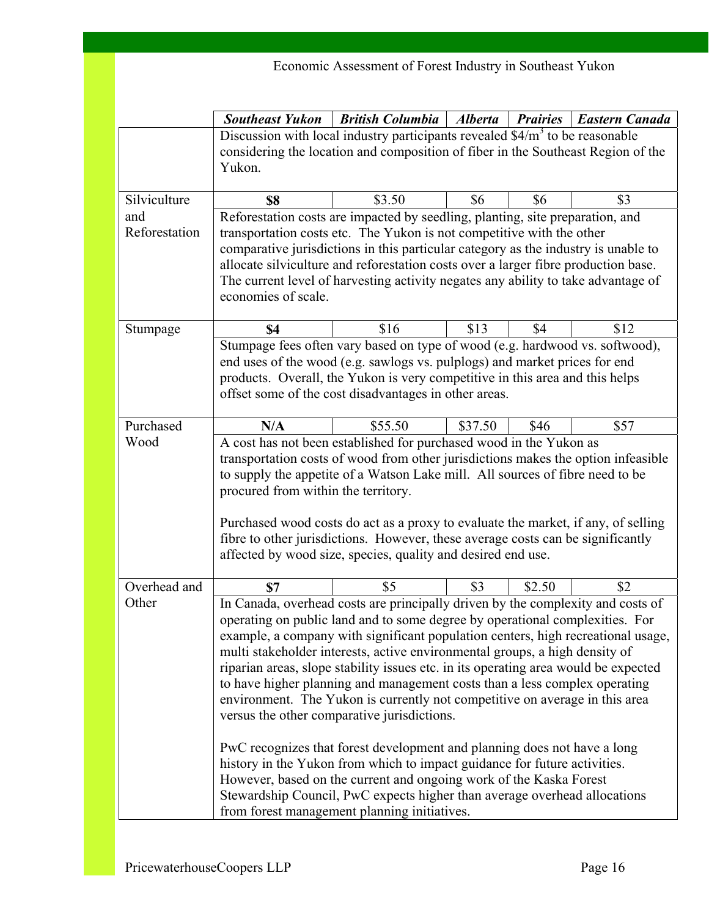| | ***Southeast Yukon*** | ***British Columbia*** | ***Alberta*** | ***Prairies*** | ***Eastern Canada*** |
|---|---|---|---|---|---|
| | Discussion with local industry participants revealed $4/m$^3$ to be reasonable considering the location and composition of fiber in the Southeast Region of the Yukon. | | | | |
| Silviculture and Reforestation | **$8** | $3.50 | $6 | $6 | $3 |
| | Reforestation costs are impacted by seedling, planting, site preparation, and transportation costs etc. The Yukon is not competitive with the other comparative jurisdictions in this particular category as the industry is unable to allocate silviculture and reforestation costs over a larger fibre production base. The current level of harvesting activity negates any ability to take advantage of economies of scale. | | | | |
| Stumpage | **$4** | $16 | $13 | $4 | $12 |
| | Stumpage fees often vary based on type of wood (e.g. hardwood vs. softwood), end uses of the wood (e.g. sawlogs vs. pulplogs) and market prices for end products. Overall, the Yukon is very competitive in this area and this helps offset some of the cost disadvantages in other areas. | | | | |
| Purchased Wood | **N/A** | $55.50 | $37.50 | $46 | $57 |
| | A cost has not been established for purchased wood in the Yukon as transportation costs of wood from other jurisdictions makes the option infeasible to supply the appetite of a Watson Lake mill. All sources of fibre need to be procured from within the territory.<br><br>Purchased wood costs do act as a proxy to evaluate the market, if any, of selling fibre to other jurisdictions. However, these average costs can be significantly affected by wood size, species, quality and desired end use. | | | | |
| Overhead and Other | **$7** | $5 | $3 | $2.50 | $2 |
| | In Canada, overhead costs are principally driven by the complexity and costs of operating on public land and to some degree by operational complexities. For example, a company with significant population centers, high recreational usage, multi stakeholder interests, active environmental groups, a high density of riparian areas, slope stability issues etc. in its operating area would be expected to have higher planning and management costs than a less complex operating environment. The Yukon is currently not competitive on average in this area versus the other comparative jurisdictions.<br><br>PwC recognizes that forest development and planning does not have a long history in the Yukon from which to impact guidance for future activities. However, based on the current and ongoing work of the Kaska Forest Stewardship Council, PwC expects higher than average overhead allocations from forest management planning initiatives. | | | | |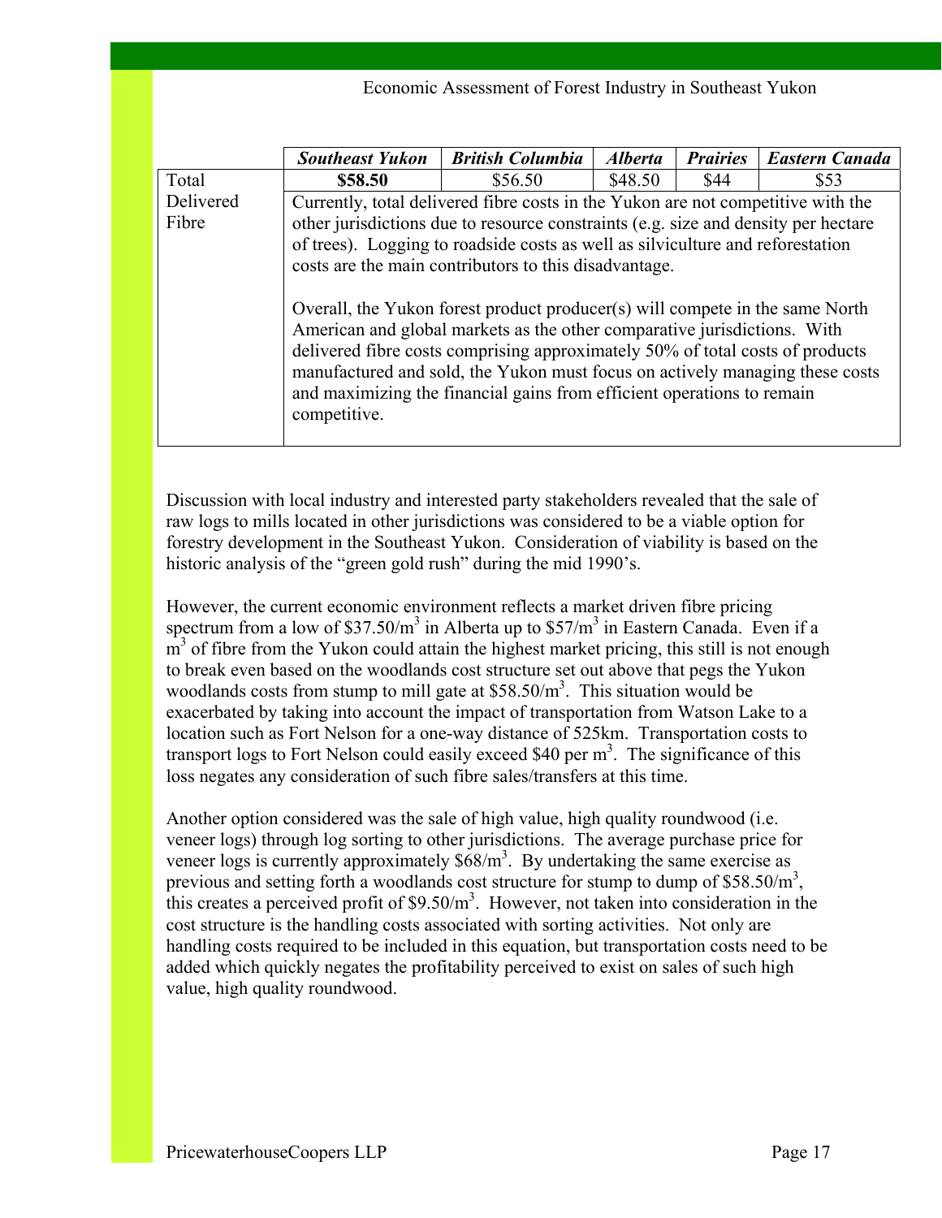| | *Southeast Yukon* | *British Columbia* | *Alberta* | *Prairies* | *Eastern Canada* |
|---|---|---|---|---|---|
| Total Delivered Fibre | **\$58.50** | \$56.50 | \$48.50 | \$44 | \$53 |
| | Currently, total delivered fibre costs in the Yukon are not competitive with the other jurisdictions due to resource constraints (e.g. size and density per hectare of trees). Logging to roadside costs as well as silviculture and reforestation costs are the main contributors to this disadvantage.<br><br>Overall, the Yukon forest product producer(s) will compete in the same North American and global markets as the other comparative jurisdictions. With delivered fibre costs comprising approximately 50% of total costs of products manufactured and sold, the Yukon must focus on actively managing these costs and maximizing the financial gains from efficient operations to remain competitive. | | | | |

Discussion with local industry and interested party stakeholders revealed that the sale of raw logs to mills located in other jurisdictions was considered to be a viable option for forestry development in the Southeast Yukon. Consideration of viability is based on the historic analysis of the "green gold rush" during the mid 1990's.

However, the current economic environment reflects a market driven fibre pricing spectrum from a low of \$37.50/$m^3$ in Alberta up to \$57/$m^3$ in Eastern Canada. Even if a $m^3$ of fibre from the Yukon could attain the highest market pricing, this still is not enough to break even based on the woodlands cost structure set out above that pegs the Yukon woodlands costs from stump to mill gate at \$58.50/$m^3$. This situation would be exacerbated by taking into account the impact of transportation from Watson Lake to a location such as Fort Nelson for a one-way distance of 525km. Transportation costs to transport logs to Fort Nelson could easily exceed \$40 per $m^3$. The significance of this loss negates any consideration of such fibre sales/transfers at this time.

Another option considered was the sale of high value, high quality roundwood (i.e. veneer logs) through log sorting to other jurisdictions. The average purchase price for veneer logs is currently approximately \$68/$m^3$. By undertaking the same exercise as previous and setting forth a woodlands cost structure for stump to dump of \$58.50/$m^3$, this creates a perceived profit of \$9.50/$m^3$. However, not taken into consideration in the cost structure is the handling costs associated with sorting activities. Not only are handling costs required to be included in this equation, but transportation costs need to be added which quickly negates the profitability perceived to exist on sales of such high value, high quality roundwood.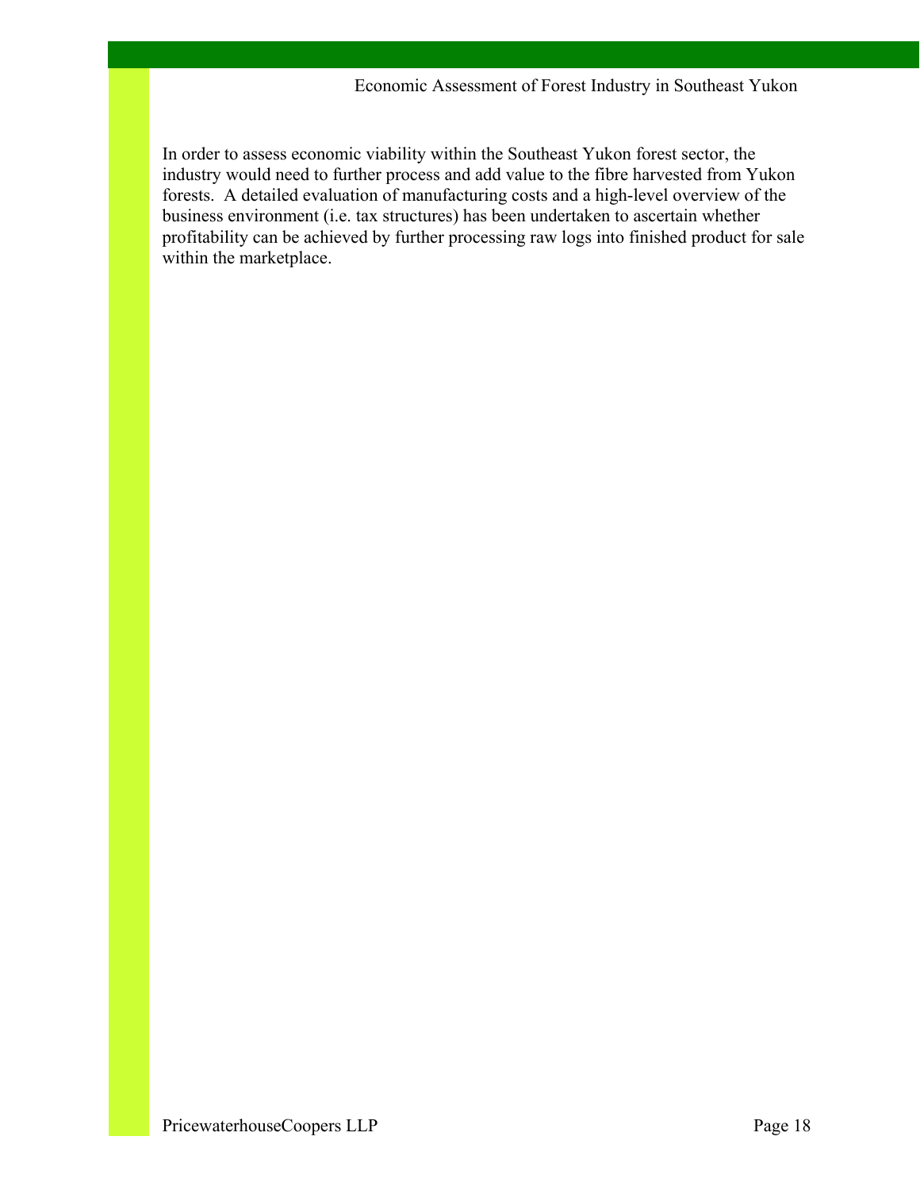In order to assess economic viability within the Southeast Yukon forest sector, the industry would need to further process and add value to the fibre harvested from Yukon forests. A detailed evaluation of manufacturing costs and a high-level overview of the business environment (i.e. tax structures) has been undertaken to ascertain whether profitability can be achieved by further processing raw logs into finished product for sale within the marketplace.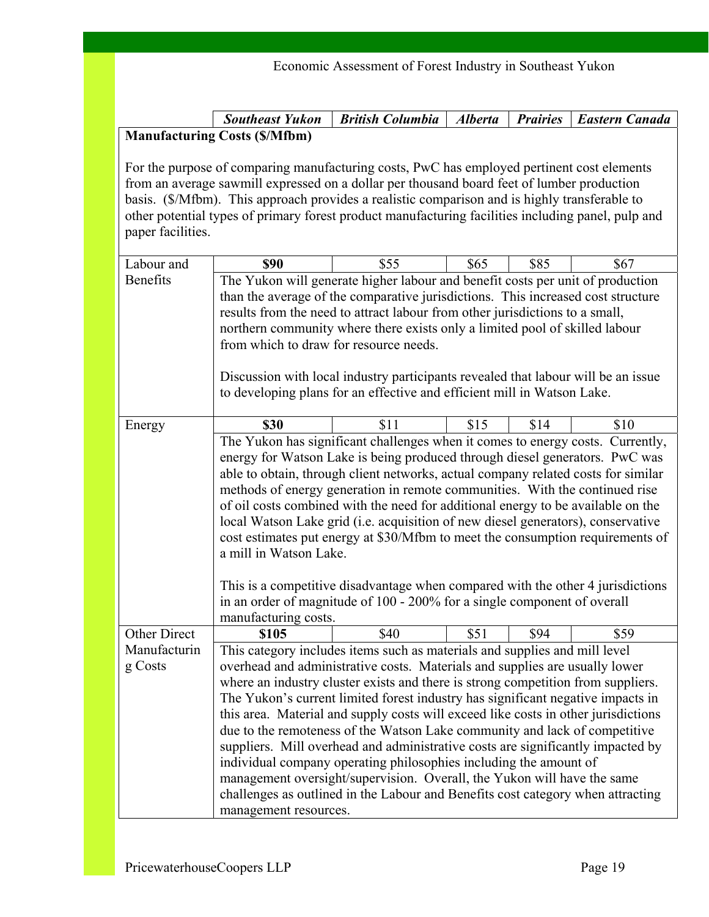| | *Southeast Yukon* | *British Columbia* | *Alberta* | *Prairies* | *Eastern Canada* |
|---|---|---|---|---|---|
| **Manufacturing Costs ($/Mfbm)** | | | | | |
| For the purpose of comparing manufacturing costs, PwC has employed pertinent cost elements from an average sawmill expressed on a dollar per thousand board feet of lumber production basis. ($/Mfbm). This approach provides a realistic comparison and is highly transferable to other potential types of primary forest product manufacturing facilities including panel, pulp and paper facilities. | | | | | |
| Labour and Benefits | **$90** | $55 | $65 | $85 | $67 |
| | The Yukon will generate higher labour and benefit costs per unit of production than the average of the comparative jurisdictions. This increased cost structure results from the need to attract labour from other jurisdictions to a small, northern community where there exists only a limited pool of skilled labour from which to draw for resource needs.<br><br>Discussion with local industry participants revealed that labour will be an issue to developing plans for an effective and efficient mill in Watson Lake. | | | | |
| Energy | **$30** | $11 | $15 | $14 | $10 |
| | The Yukon has significant challenges when it comes to energy costs. Currently, energy for Watson Lake is being produced through diesel generators. PwC was able to obtain, through client networks, actual company related costs for similar methods of energy generation in remote communities. With the continued rise of oil costs combined with the need for additional energy to be available on the local Watson Lake grid (i.e. acquisition of new diesel generators), conservative cost estimates put energy at $30/Mfbm to meet the consumption requirements of a mill in Watson Lake.<br><br>This is a competitive disadvantage when compared with the other 4 jurisdictions in an order of magnitude of 100 - 200% for a single component of overall manufacturing costs. | | | | |
| Other Direct Manufacturing Costs | **$105** | $40 | $51 | $94 | $59 |
| | This category includes items such as materials and supplies and mill level overhead and administrative costs. Materials and supplies are usually lower where an industry cluster exists and there is strong competition from suppliers. The Yukon's current limited forest industry has significant negative impacts in this area. Material and supply costs will exceed like costs in other jurisdictions due to the remoteness of the Watson Lake community and lack of competitive suppliers. Mill overhead and administrative costs are significantly impacted by individual company operating philosophies including the amount of management oversight/supervision. Overall, the Yukon will have the same challenges as outlined in the Labour and Benefits cost category when attracting management resources. | | | | |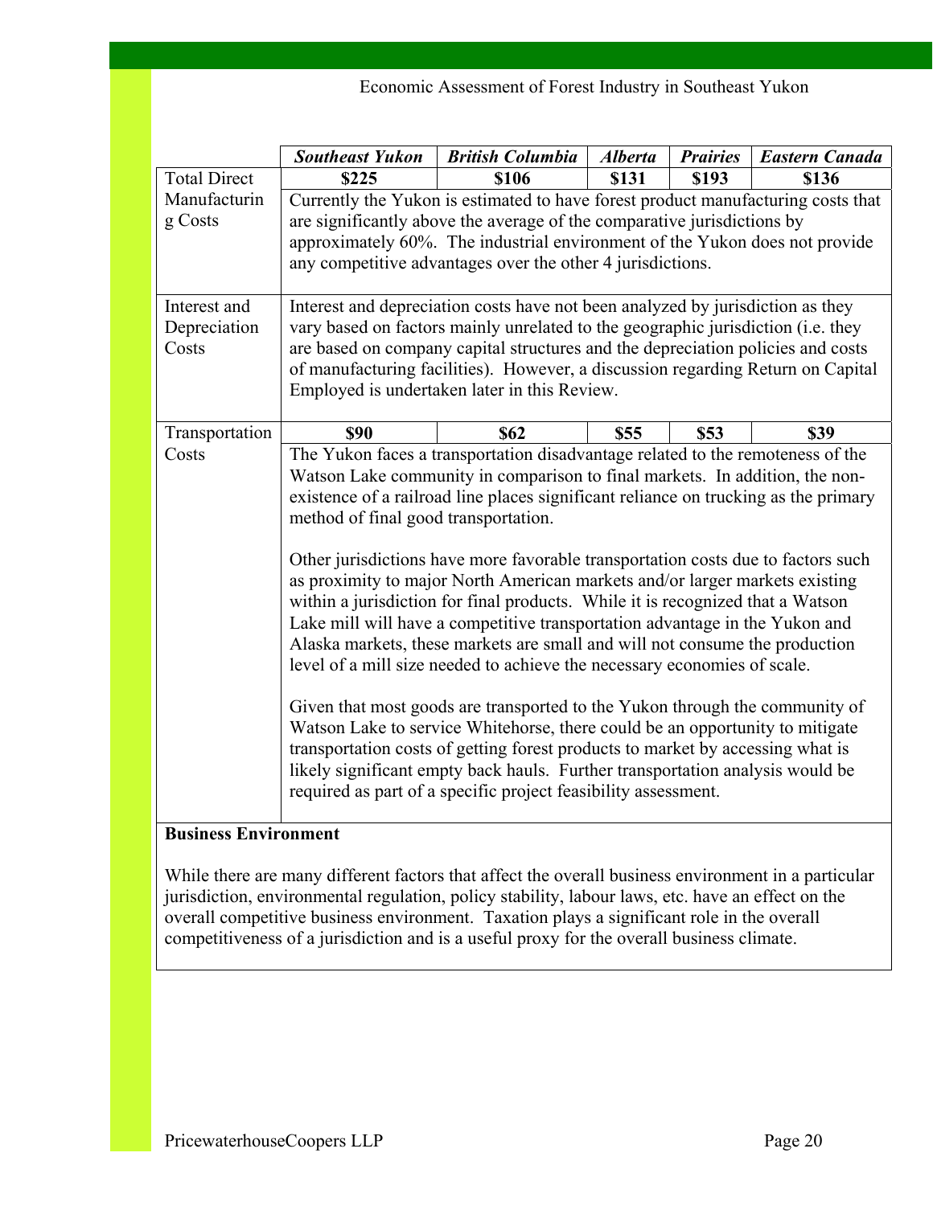| | ***Southeast Yukon*** | ***British Columbia*** | ***Alberta*** | ***Prairies*** | ***Eastern Canada*** |
|---|---|---|---|---|---|
| Total Direct Manufacturing Costs | **$225** | **$106** | **$131** | **$193** | **$136** |
| | Currently the Yukon is estimated to have forest product manufacturing costs that are significantly above the average of the comparative jurisdictions by approximately 60%. The industrial environment of the Yukon does not provide any competitive advantages over the other 4 jurisdictions. | | | | |
| Interest and Depreciation Costs | Interest and depreciation costs have not been analyzed by jurisdiction as they vary based on factors mainly unrelated to the geographic jurisdiction (i.e. they are based on company capital structures and the depreciation policies and costs of manufacturing facilities). However, a discussion regarding Return on Capital Employed is undertaken later in this Review. | | | | |
| Transportation Costs | **$90** | **$62** | **$55** | **$53** | **$39** |
| | The Yukon faces a transportation disadvantage related to the remoteness of the Watson Lake community in comparison to final markets. In addition, the non-existence of a railroad line places significant reliance on trucking as the primary method of final good transportation. Other jurisdictions have more favorable transportation costs due to factors such as proximity to major North American markets and/or larger markets existing within a jurisdiction for final products. While it is recognized that a Watson Lake mill will have a competitive transportation advantage in the Yukon and Alaska markets, these markets are small and will not consume the production level of a mill size needed to achieve the necessary economies of scale. Given that most goods are transported to the Yukon through the community of Watson Lake to service Whitehorse, there could be an opportunity to mitigate transportation costs of getting forest products to market by accessing what is likely significant empty back hauls. Further transportation analysis would be required as part of a specific project feasibility assessment. | | | | |

**Business Environment**

While there are many different factors that affect the overall business environment in a particular jurisdiction, environmental regulation, policy stability, labour laws, etc. have an effect on the overall competitive business environment. Taxation plays a significant role in the overall competitiveness of a jurisdiction and is a useful proxy for the overall business climate.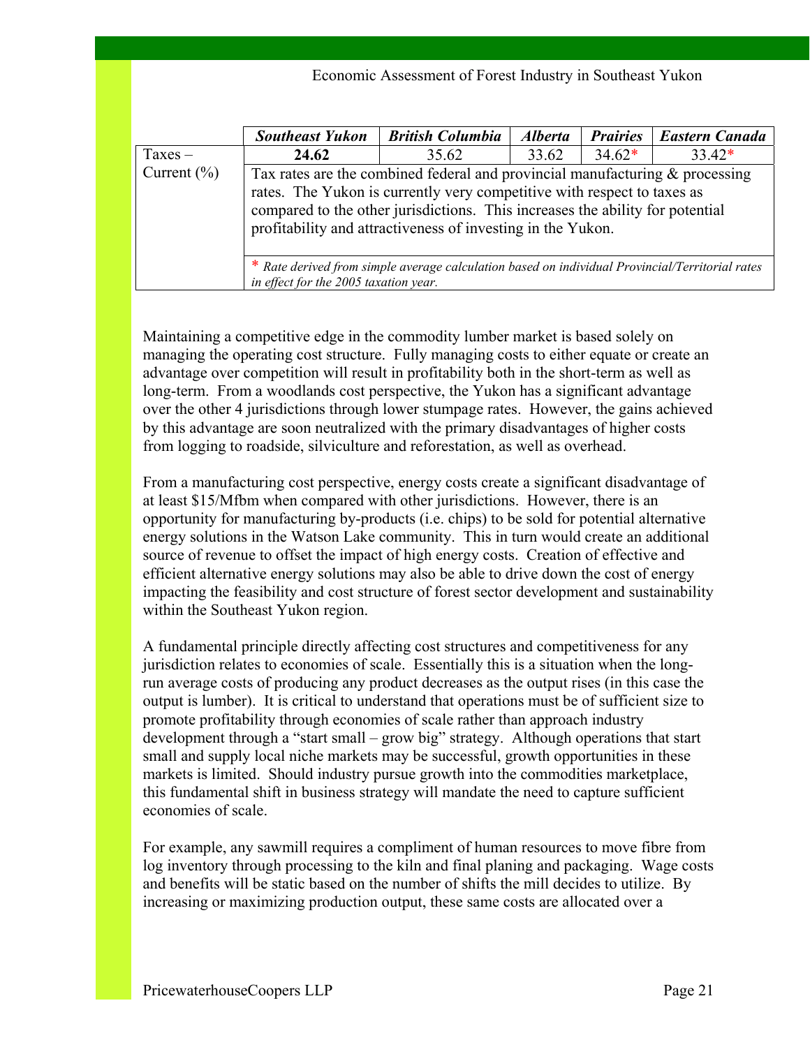| | ***Southeast Yukon*** | ***British Columbia*** | ***Alberta*** | ***Prairies*** | ***Eastern Canada*** |
|---|---|---|---|---|---|
| Taxes – Current (%) | **24.62** | 35.62 | 33.62 | 34.62* | 33.42* |
| | Tax rates are the combined federal and provincial manufacturing & processing rates. The Yukon is currently very competitive with respect to taxes as compared to the other jurisdictions. This increases the ability for potential profitability and attractiveness of investing in the Yukon. | | | | |
| | * *Rate derived from simple average calculation based on individual Provincial/Territorial rates in effect for the 2005 taxation year.* | | | | |

Maintaining a competitive edge in the commodity lumber market is based solely on managing the operating cost structure. Fully managing costs to either equate or create an advantage over competition will result in profitability both in the short-term as well as long-term. From a woodlands cost perspective, the Yukon has a significant advantage over the other 4 jurisdictions through lower stumpage rates. However, the gains achieved by this advantage are soon neutralized with the primary disadvantages of higher costs from logging to roadside, silviculture and reforestation, as well as overhead.

From a manufacturing cost perspective, energy costs create a significant disadvantage of at least $15/Mfbm when compared with other jurisdictions. However, there is an opportunity for manufacturing by-products (i.e. chips) to be sold for potential alternative energy solutions in the Watson Lake community. This in turn would create an additional source of revenue to offset the impact of high energy costs. Creation of effective and efficient alternative energy solutions may also be able to drive down the cost of energy impacting the feasibility and cost structure of forest sector development and sustainability within the Southeast Yukon region.

A fundamental principle directly affecting cost structures and competitiveness for any jurisdiction relates to economies of scale. Essentially this is a situation when the long-run average costs of producing any product decreases as the output rises (in this case the output is lumber). It is critical to understand that operations must be of sufficient size to promote profitability through economies of scale rather than approach industry development through a "start small – grow big" strategy. Although operations that start small and supply local niche markets may be successful, growth opportunities in these markets is limited. Should industry pursue growth into the commodities marketplace, this fundamental shift in business strategy will mandate the need to capture sufficient economies of scale.

For example, any sawmill requires a compliment of human resources to move fibre from log inventory through processing to the kiln and final planing and packaging. Wage costs and benefits will be static based on the number of shifts the mill decides to utilize. By increasing or maximizing production output, these same costs are allocated over a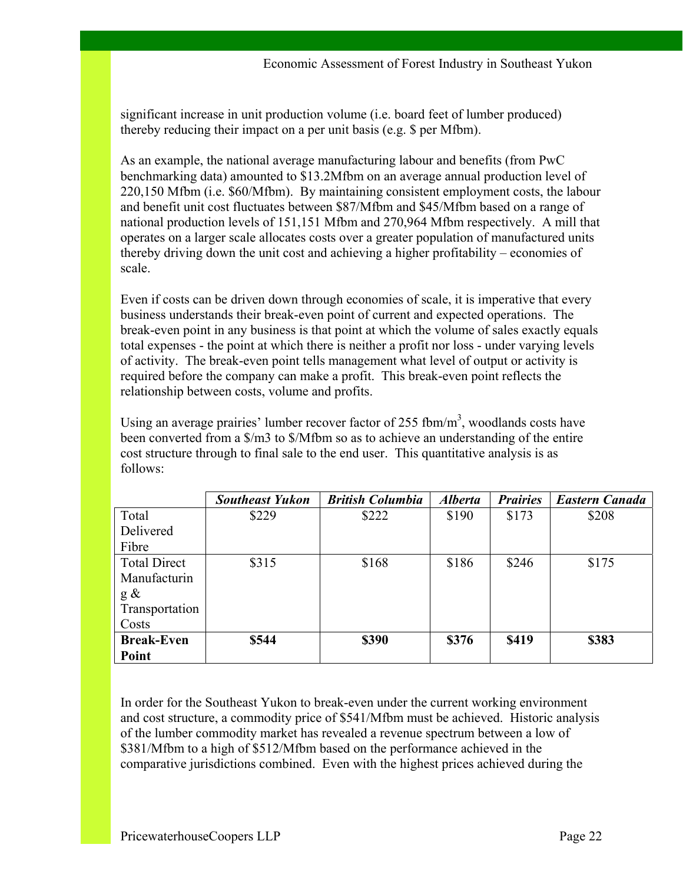significant increase in unit production volume (i.e. board feet of lumber produced) thereby reducing their impact on a per unit basis (e.g. $ per Mfbm).

As an example, the national average manufacturing labour and benefits (from PwC benchmarking data) amounted to $13.2Mfbm on an average annual production level of 220,150 Mfbm (i.e. $60/Mfbm). By maintaining consistent employment costs, the labour and benefit unit cost fluctuates between $87/Mfbm and $45/Mfbm based on a range of national production levels of 151,151 Mfbm and 270,964 Mfbm respectively. A mill that operates on a larger scale allocates costs over a greater population of manufactured units thereby driving down the unit cost and achieving a higher profitability – economies of scale.

Even if costs can be driven down through economies of scale, it is imperative that every business understands their break-even point of current and expected operations. The break-even point in any business is that point at which the volume of sales exactly equals total expenses - the point at which there is neither a profit nor loss - under varying levels of activity. The break-even point tells management what level of output or activity is required before the company can make a profit. This break-even point reflects the relationship between costs, volume and profits.

Using an average prairies' lumber recover factor of 255 fbm/m$^3$, woodlands costs have been converted from a $/m3 to $/Mfbm so as to achieve an understanding of the entire cost structure through to final sale to the end user. This quantitative analysis is as follows:

| | ***Southeast Yukon*** | ***British Columbia*** | ***Alberta*** | ***Prairies*** | ***Eastern Canada*** |
|---|---|---|---|---|---|
| Total Delivered Fibre | $229 | $222 | $190 | $173 | $208 |
| Total Direct Manufacturing & Transportation Costs | $315 | $168 | $186 | $246 | $175 |
| **Break-Even Point** | **$544** | **$390** | **$376** | **$419** | **$383** |

In order for the Southeast Yukon to break-even under the current working environment and cost structure, a commodity price of $541/Mfbm must be achieved. Historic analysis of the lumber commodity market has revealed a revenue spectrum between a low of $381/Mfbm to a high of $512/Mfbm based on the performance achieved in the comparative jurisdictions combined. Even with the highest prices achieved during the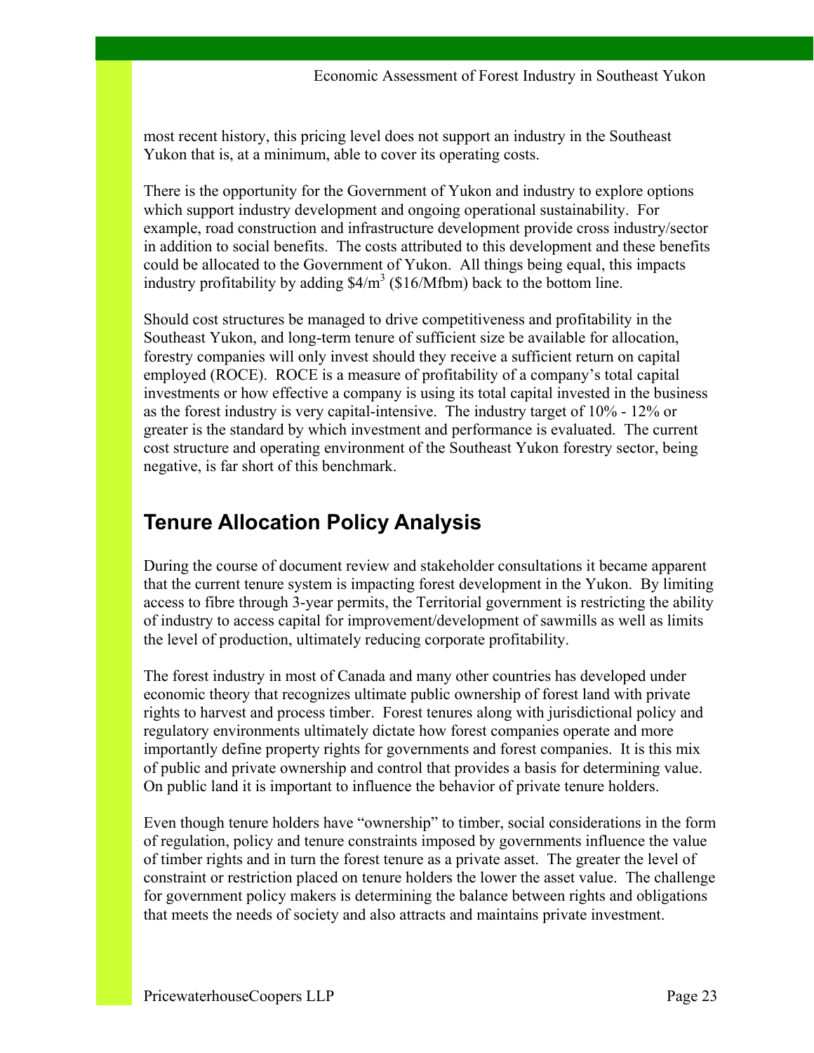most recent history, this pricing level does not support an industry in the Southeast Yukon that is, at a minimum, able to cover its operating costs.

There is the opportunity for the Government of Yukon and industry to explore options which support industry development and ongoing operational sustainability. For example, road construction and infrastructure development provide cross industry/sector in addition to social benefits. The costs attributed to this development and these benefits could be allocated to the Government of Yukon. All things being equal, this impacts industry profitability by adding $4/m$^3$ ($16/Mfbm) back to the bottom line.

Should cost structures be managed to drive competitiveness and profitability in the Southeast Yukon, and long-term tenure of sufficient size be available for allocation, forestry companies will only invest should they receive a sufficient return on capital employed (ROCE). ROCE is a measure of profitability of a company's total capital investments or how effective a company is using its total capital invested in the business as the forest industry is very capital-intensive. The industry target of 10% - 12% or greater is the standard by which investment and performance is evaluated. The current cost structure and operating environment of the Southeast Yukon forestry sector, being negative, is far short of this benchmark.

## Tenure Allocation Policy Analysis

During the course of document review and stakeholder consultations it became apparent that the current tenure system is impacting forest development in the Yukon. By limiting access to fibre through 3-year permits, the Territorial government is restricting the ability of industry to access capital for improvement/development of sawmills as well as limits the level of production, ultimately reducing corporate profitability.

The forest industry in most of Canada and many other countries has developed under economic theory that recognizes ultimate public ownership of forest land with private rights to harvest and process timber. Forest tenures along with jurisdictional policy and regulatory environments ultimately dictate how forest companies operate and more importantly define property rights for governments and forest companies. It is this mix of public and private ownership and control that provides a basis for determining value. On public land it is important to influence the behavior of private tenure holders.

Even though tenure holders have "ownership" to timber, social considerations in the form of regulation, policy and tenure constraints imposed by governments influence the value of timber rights and in turn the forest tenure as a private asset. The greater the level of constraint or restriction placed on tenure holders the lower the asset value. The challenge for government policy makers is determining the balance between rights and obligations that meets the needs of society and also attracts and maintains private investment.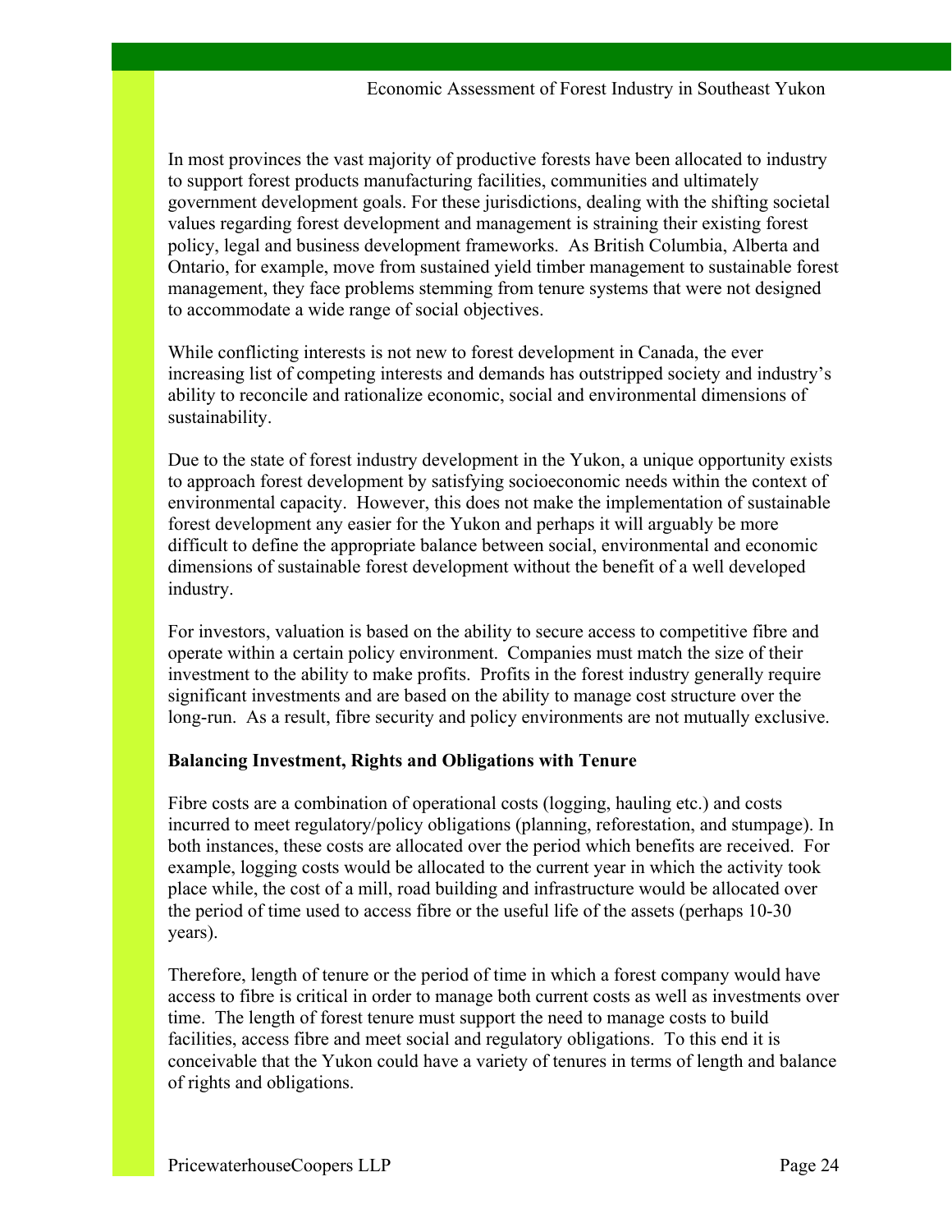In most provinces the vast majority of productive forests have been allocated to industry to support forest products manufacturing facilities, communities and ultimately government development goals. For these jurisdictions, dealing with the shifting societal values regarding forest development and management is straining their existing forest policy, legal and business development frameworks. As British Columbia, Alberta and Ontario, for example, move from sustained yield timber management to sustainable forest management, they face problems stemming from tenure systems that were not designed to accommodate a wide range of social objectives.

While conflicting interests is not new to forest development in Canada, the ever increasing list of competing interests and demands has outstripped society and industry's ability to reconcile and rationalize economic, social and environmental dimensions of sustainability.

Due to the state of forest industry development in the Yukon, a unique opportunity exists to approach forest development by satisfying socioeconomic needs within the context of environmental capacity. However, this does not make the implementation of sustainable forest development any easier for the Yukon and perhaps it will arguably be more difficult to define the appropriate balance between social, environmental and economic dimensions of sustainable forest development without the benefit of a well developed industry.

For investors, valuation is based on the ability to secure access to competitive fibre and operate within a certain policy environment. Companies must match the size of their investment to the ability to make profits. Profits in the forest industry generally require significant investments and are based on the ability to manage cost structure over the long-run. As a result, fibre security and policy environments are not mutually exclusive.

**Balancing Investment, Rights and Obligations with Tenure**

Fibre costs are a combination of operational costs (logging, hauling etc.) and costs incurred to meet regulatory/policy obligations (planning, reforestation, and stumpage). In both instances, these costs are allocated over the period which benefits are received. For example, logging costs would be allocated to the current year in which the activity took place while, the cost of a mill, road building and infrastructure would be allocated over the period of time used to access fibre or the useful life of the assets (perhaps 10-30 years).

Therefore, length of tenure or the period of time in which a forest company would have access to fibre is critical in order to manage both current costs as well as investments over time. The length of forest tenure must support the need to manage costs to build facilities, access fibre and meet social and regulatory obligations. To this end it is conceivable that the Yukon could have a variety of tenures in terms of length and balance of rights and obligations.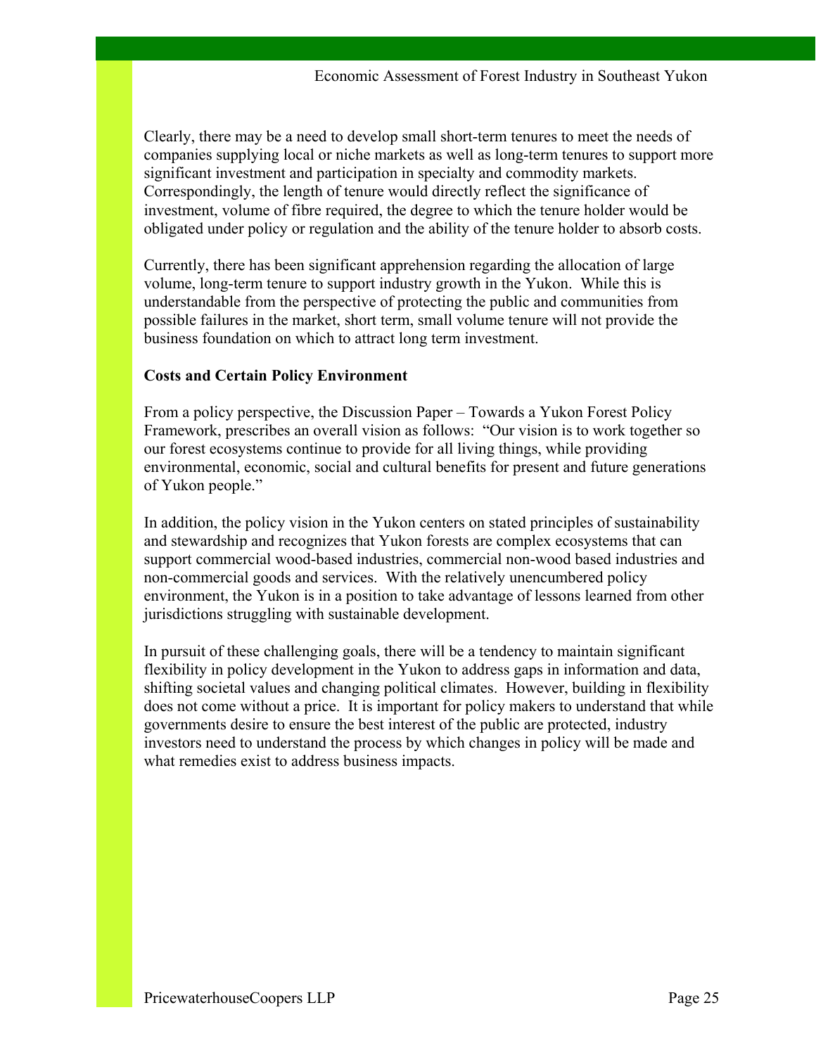Clearly, there may be a need to develop small short-term tenures to meet the needs of companies supplying local or niche markets as well as long-term tenures to support more significant investment and participation in specialty and commodity markets. Correspondingly, the length of tenure would directly reflect the significance of investment, volume of fibre required, the degree to which the tenure holder would be obligated under policy or regulation and the ability of the tenure holder to absorb costs.

Currently, there has been significant apprehension regarding the allocation of large volume, long-term tenure to support industry growth in the Yukon. While this is understandable from the perspective of protecting the public and communities from possible failures in the market, short term, small volume tenure will not provide the business foundation on which to attract long term investment.

**Costs and Certain Policy Environment**

From a policy perspective, the Discussion Paper – Towards a Yukon Forest Policy Framework, prescribes an overall vision as follows: "Our vision is to work together so our forest ecosystems continue to provide for all living things, while providing environmental, economic, social and cultural benefits for present and future generations of Yukon people."

In addition, the policy vision in the Yukon centers on stated principles of sustainability and stewardship and recognizes that Yukon forests are complex ecosystems that can support commercial wood-based industries, commercial non-wood based industries and non-commercial goods and services. With the relatively unencumbered policy environment, the Yukon is in a position to take advantage of lessons learned from other jurisdictions struggling with sustainable development.

In pursuit of these challenging goals, there will be a tendency to maintain significant flexibility in policy development in the Yukon to address gaps in information and data, shifting societal values and changing political climates. However, building in flexibility does not come without a price. It is important for policy makers to understand that while governments desire to ensure the best interest of the public are protected, industry investors need to understand the process by which changes in policy will be made and what remedies exist to address business impacts.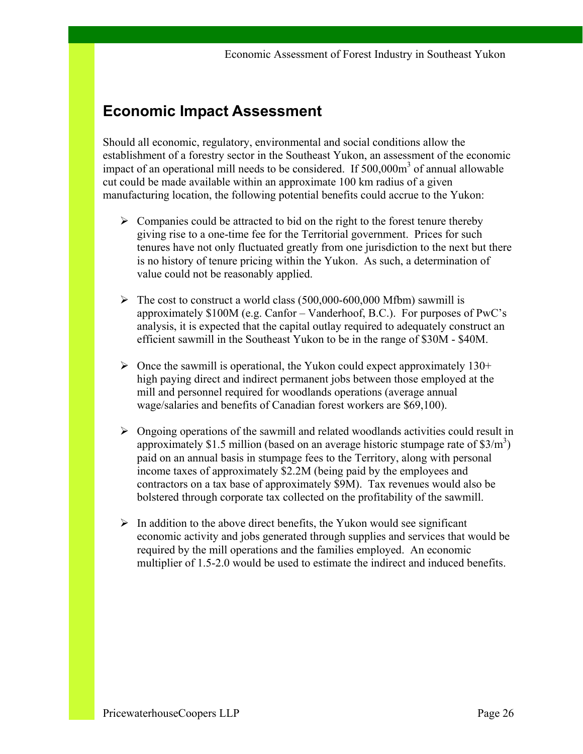## Economic Impact Assessment

Should all economic, regulatory, environmental and social conditions allow the establishment of a forestry sector in the Southeast Yukon, an assessment of the economic impact of an operational mill needs to be considered. If 500,000m$^3$ of annual allowable cut could be made available within an approximate 100 km radius of a given manufacturing location, the following potential benefits could accrue to the Yukon:

- Companies could be attracted to bid on the right to the forest tenure thereby giving rise to a one-time fee for the Territorial government. Prices for such tenures have not only fluctuated greatly from one jurisdiction to the next but there is no history of tenure pricing within the Yukon. As such, a determination of value could not be reasonably applied.

- The cost to construct a world class (500,000-600,000 Mfbm) sawmill is approximately $100M (e.g. Canfor – Vanderhoof, B.C.). For purposes of PwC's analysis, it is expected that the capital outlay required to adequately construct an efficient sawmill in the Southeast Yukon to be in the range of $30M - $40M.

- Once the sawmill is operational, the Yukon could expect approximately 130+ high paying direct and indirect permanent jobs between those employed at the mill and personnel required for woodlands operations (average annual wage/salaries and benefits of Canadian forest workers are $69,100).

- Ongoing operations of the sawmill and related woodlands activities could result in approximately $1.5 million (based on an average historic stumpage rate of $3/m$^3$) paid on an annual basis in stumpage fees to the Territory, along with personal income taxes of approximately $2.2M (being paid by the employees and contractors on a tax base of approximately $9M). Tax revenues would also be bolstered through corporate tax collected on the profitability of the sawmill.

- In addition to the above direct benefits, the Yukon would see significant economic activity and jobs generated through supplies and services that would be required by the mill operations and the families employed. An economic multiplier of 1.5-2.0 would be used to estimate the indirect and induced benefits.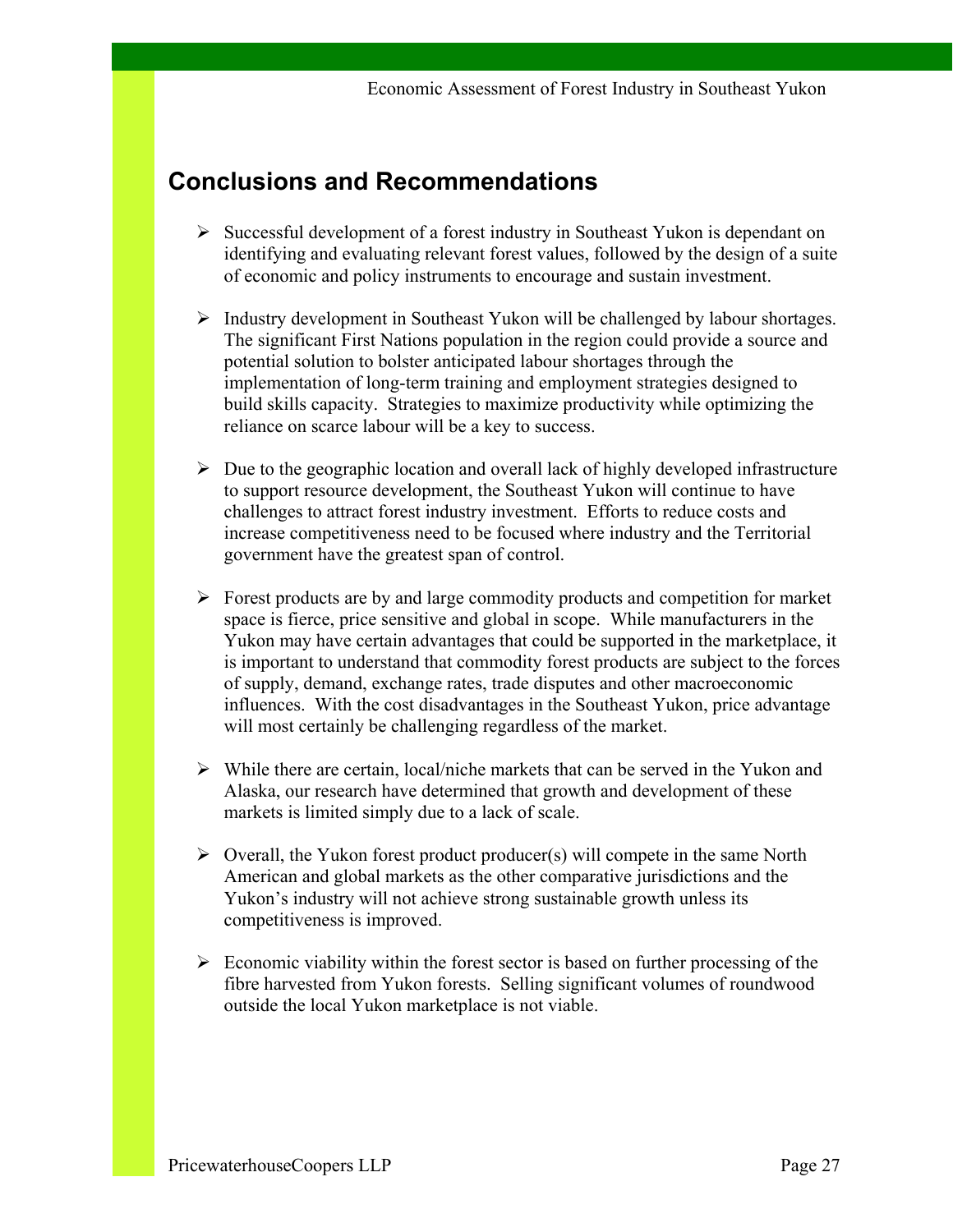## Conclusions and Recommendations

- Successful development of a forest industry in Southeast Yukon is dependant on identifying and evaluating relevant forest values, followed by the design of a suite of economic and policy instruments to encourage and sustain investment.

- Industry development in Southeast Yukon will be challenged by labour shortages. The significant First Nations population in the region could provide a source and potential solution to bolster anticipated labour shortages through the implementation of long-term training and employment strategies designed to build skills capacity. Strategies to maximize productivity while optimizing the reliance on scarce labour will be a key to success.

- Due to the geographic location and overall lack of highly developed infrastructure to support resource development, the Southeast Yukon will continue to have challenges to attract forest industry investment. Efforts to reduce costs and increase competitiveness need to be focused where industry and the Territorial government have the greatest span of control.

- Forest products are by and large commodity products and competition for market space is fierce, price sensitive and global in scope. While manufacturers in the Yukon may have certain advantages that could be supported in the marketplace, it is important to understand that commodity forest products are subject to the forces of supply, demand, exchange rates, trade disputes and other macroeconomic influences. With the cost disadvantages in the Southeast Yukon, price advantage will most certainly be challenging regardless of the market.

- While there are certain, local/niche markets that can be served in the Yukon and Alaska, our research have determined that growth and development of these markets is limited simply due to a lack of scale.

- Overall, the Yukon forest product producer(s) will compete in the same North American and global markets as the other comparative jurisdictions and the Yukon's industry will not achieve strong sustainable growth unless its competitiveness is improved.

- Economic viability within the forest sector is based on further processing of the fibre harvested from Yukon forests. Selling significant volumes of roundwood outside the local Yukon marketplace is not viable.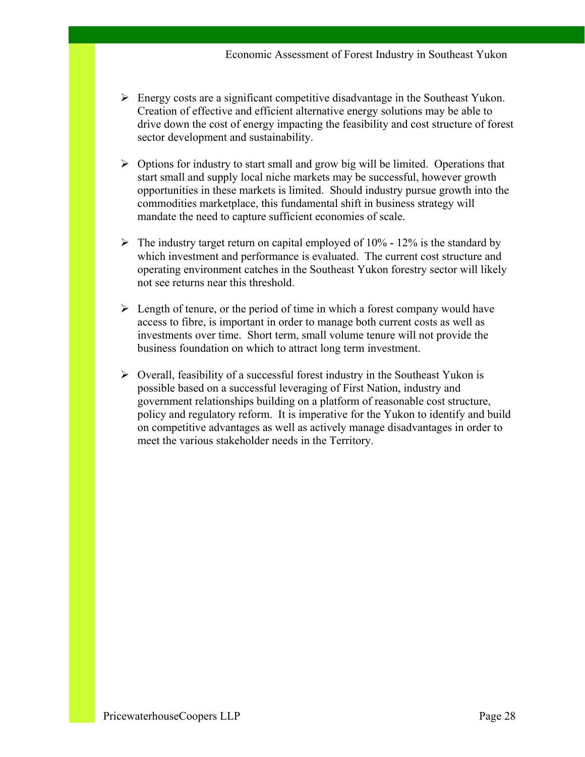- Energy costs are a significant competitive disadvantage in the Southeast Yukon. Creation of effective and efficient alternative energy solutions may be able to drive down the cost of energy impacting the feasibility and cost structure of forest sector development and sustainability.

- Options for industry to start small and grow big will be limited. Operations that start small and supply local niche markets may be successful, however growth opportunities in these markets is limited. Should industry pursue growth into the commodities marketplace, this fundamental shift in business strategy will mandate the need to capture sufficient economies of scale.

- The industry target return on capital employed of 10% - 12% is the standard by which investment and performance is evaluated. The current cost structure and operating environment catches in the Southeast Yukon forestry sector will likely not see returns near this threshold.

- Length of tenure, or the period of time in which a forest company would have access to fibre, is important in order to manage both current costs as well as investments over time. Short term, small volume tenure will not provide the business foundation on which to attract long term investment.

- Overall, feasibility of a successful forest industry in the Southeast Yukon is possible based on a successful leveraging of First Nation, industry and government relationships building on a platform of reasonable cost structure, policy and regulatory reform. It is imperative for the Yukon to identify and build on competitive advantages as well as actively manage disadvantages in order to meet the various stakeholder needs in the Territory.